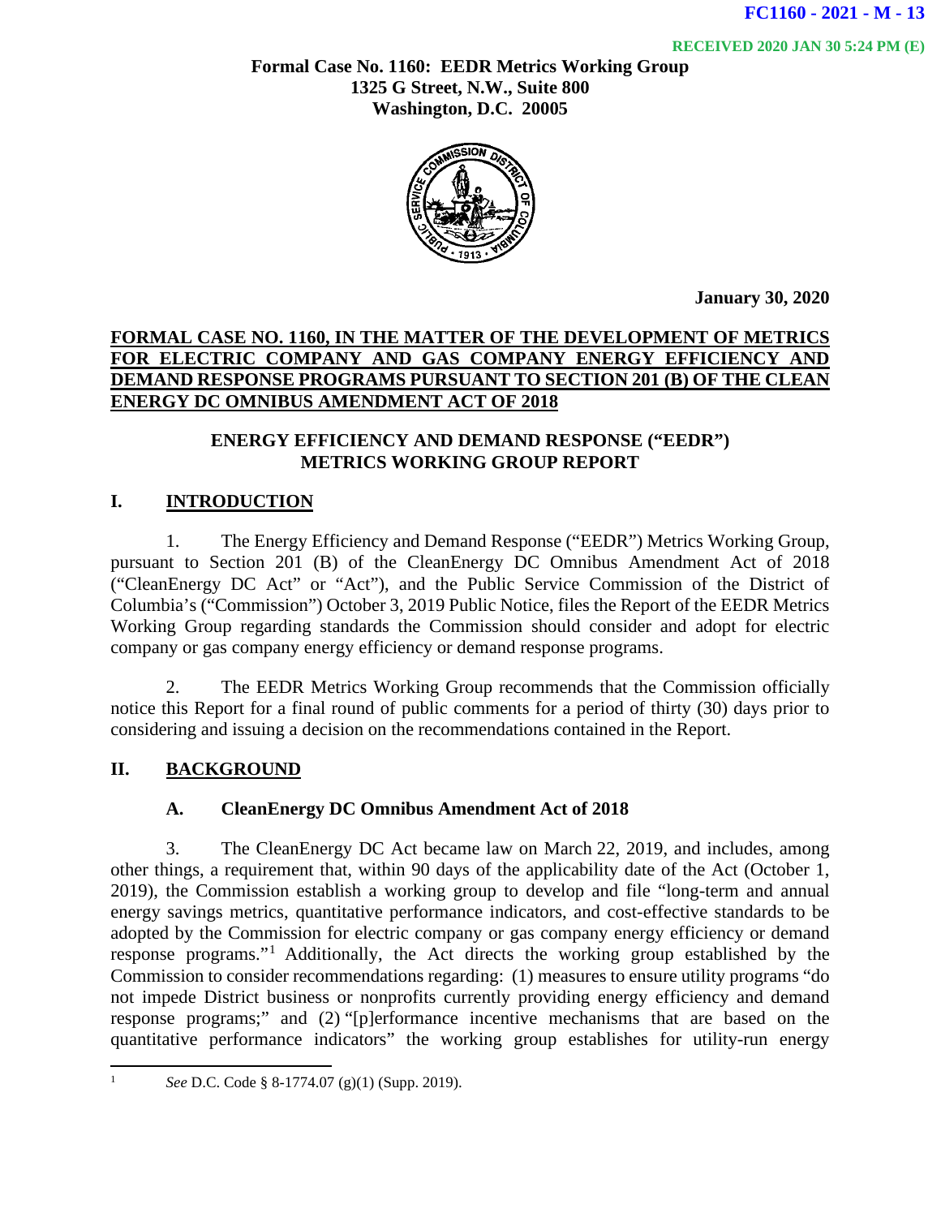FC1160 - 2021 - M - 13

RECEIVED 2020 JAN 30 5:24 PM (E)

**Formal Case No. 1160: EEDR Metrics Working Group**
**1325 G Street, N.W., Suite 800**
**Washington, D.C. 20005**

**January 30, 2020**

**FORMAL CASE NO. 1160, IN THE MATTER OF THE DEVELOPMENT OF METRICS FOR ELECTRIC COMPANY AND GAS COMPANY ENERGY EFFICIENCY AND DEMAND RESPONSE PROGRAMS PURSUANT TO SECTION 201 (B) OF THE CLEAN ENERGY DC OMNIBUS AMENDMENT ACT OF 2018**

**ENERGY EFFICIENCY AND DEMAND RESPONSE ("EEDR") METRICS WORKING GROUP REPORT**

## I. INTRODUCTION

1. The Energy Efficiency and Demand Response ("EEDR") Metrics Working Group, pursuant to Section 201 (B) of the CleanEnergy DC Omnibus Amendment Act of 2018 ("CleanEnergy DC Act" or "Act"), and the Public Service Commission of the District of Columbia's ("Commission") October 3, 2019 Public Notice, files the Report of the EEDR Metrics Working Group regarding standards the Commission should consider and adopt for electric company or gas company energy efficiency or demand response programs.

2. The EEDR Metrics Working Group recommends that the Commission officially notice this Report for a final round of public comments for a period of thirty (30) days prior to considering and issuing a decision on the recommendations contained in the Report.

## II. BACKGROUND

### A. CleanEnergy DC Omnibus Amendment Act of 2018

3. The CleanEnergy DC Act became law on March 22, 2019, and includes, among other things, a requirement that, within 90 days of the applicability date of the Act (October 1, 2019), the Commission establish a working group to develop and file "long-term and annual energy savings metrics, quantitative performance indicators, and cost-effective standards to be adopted by the Commission for electric company or gas company energy efficiency or demand response programs."[1] Additionally, the Act directs the working group established by the Commission to consider recommendations regarding: (1) measures to ensure utility programs "do not impede District business or nonprofits currently providing energy efficiency and demand response programs;" and (2) "[p]erformance incentive mechanisms that are based on the quantitative performance indicators" the working group establishes for utility-run energy

[1] *See* D.C. Code § 8-1774.07 (g)(1) (Supp. 2019).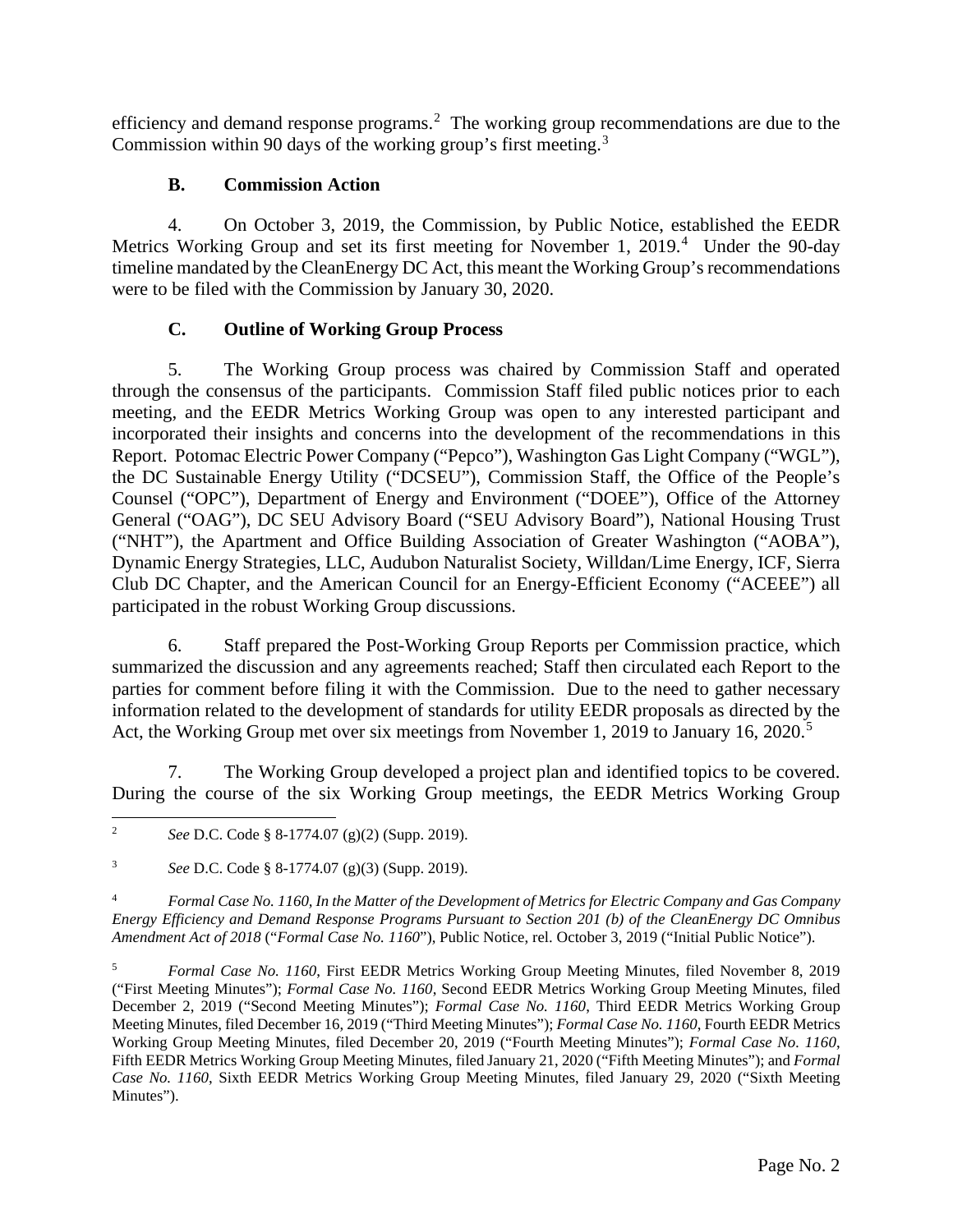efficiency and demand response programs.[2] The working group recommendations are due to the Commission within 90 days of the working group's first meeting.[3]

### B. Commission Action

4. On October 3, 2019, the Commission, by Public Notice, established the EEDR Metrics Working Group and set its first meeting for November 1, 2019.[4] Under the 90-day timeline mandated by the CleanEnergy DC Act, this meant the Working Group's recommendations were to be filed with the Commission by January 30, 2020.

### C. Outline of Working Group Process

5. The Working Group process was chaired by Commission Staff and operated through the consensus of the participants. Commission Staff filed public notices prior to each meeting, and the EEDR Metrics Working Group was open to any interested participant and incorporated their insights and concerns into the development of the recommendations in this Report. Potomac Electric Power Company ("Pepco"), Washington Gas Light Company ("WGL"), the DC Sustainable Energy Utility ("DCSEU"), Commission Staff, the Office of the People's Counsel ("OPC"), Department of Energy and Environment ("DOEE"), Office of the Attorney General ("OAG"), DC SEU Advisory Board ("SEU Advisory Board"), National Housing Trust ("NHT"), the Apartment and Office Building Association of Greater Washington ("AOBA"), Dynamic Energy Strategies, LLC, Audubon Naturalist Society, Willdan/Lime Energy, ICF, Sierra Club DC Chapter, and the American Council for an Energy-Efficient Economy ("ACEEE") all participated in the robust Working Group discussions.

6. Staff prepared the Post-Working Group Reports per Commission practice, which summarized the discussion and any agreements reached; Staff then circulated each Report to the parties for comment before filing it with the Commission. Due to the need to gather necessary information related to the development of standards for utility EEDR proposals as directed by the Act, the Working Group met over six meetings from November 1, 2019 to January 16, 2020.[5]

7. The Working Group developed a project plan and identified topics to be covered. During the course of the six Working Group meetings, the EEDR Metrics Working Group

---

[2] *See* D.C. Code § 8-1774.07 (g)(2) (Supp. 2019).

[3] *See* D.C. Code § 8-1774.07 (g)(3) (Supp. 2019).

[4] *Formal Case No. 1160, In the Matter of the Development of Metrics for Electric Company and Gas Company Energy Efficiency and Demand Response Programs Pursuant to Section 201 (b) of the CleanEnergy DC Omnibus Amendment Act of 2018* ("*Formal Case No. 1160*"), Public Notice, rel. October 3, 2019 ("Initial Public Notice").

[5] *Formal Case No. 1160*, First EEDR Metrics Working Group Meeting Minutes, filed November 8, 2019 ("First Meeting Minutes"); *Formal Case No. 1160*, Second EEDR Metrics Working Group Meeting Minutes, filed December 2, 2019 ("Second Meeting Minutes"); *Formal Case No. 1160*, Third EEDR Metrics Working Group Meeting Minutes, filed December 16, 2019 ("Third Meeting Minutes"); *Formal Case No. 1160*, Fourth EEDR Metrics Working Group Meeting Minutes, filed December 20, 2019 ("Fourth Meeting Minutes"); *Formal Case No. 1160*, Fifth EEDR Metrics Working Group Meeting Minutes, filed January 21, 2020 ("Fifth Meeting Minutes"); and *Formal Case No. 1160*, Sixth EEDR Metrics Working Group Meeting Minutes, filed January 29, 2020 ("Sixth Meeting Minutes").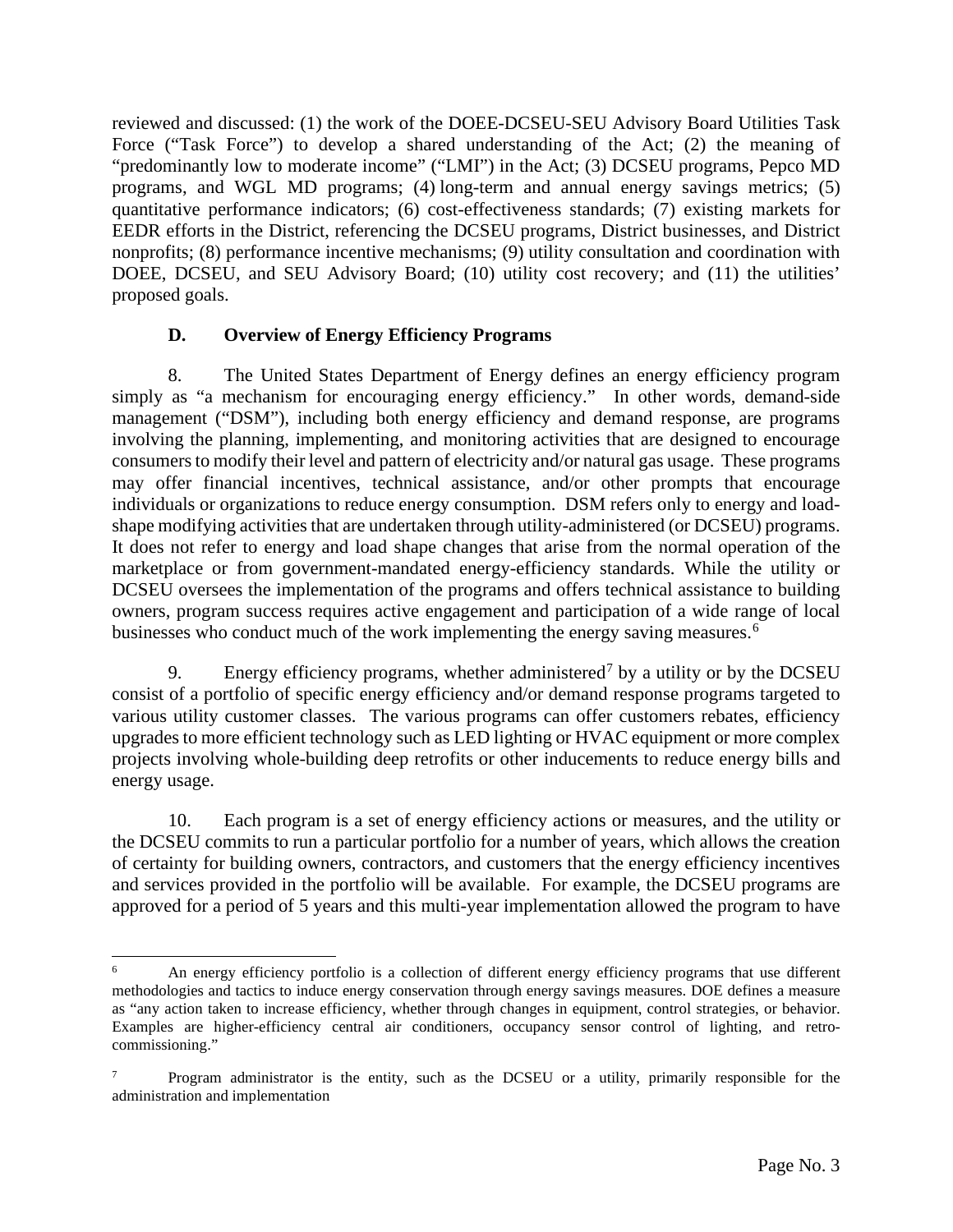reviewed and discussed: (1) the work of the DOEE-DCSEU-SEU Advisory Board Utilities Task Force ("Task Force") to develop a shared understanding of the Act; (2) the meaning of "predominantly low to moderate income" ("LMI") in the Act; (3) DCSEU programs, Pepco MD programs, and WGL MD programs; (4) long-term and annual energy savings metrics; (5) quantitative performance indicators; (6) cost-effectiveness standards; (7) existing markets for EEDR efforts in the District, referencing the DCSEU programs, District businesses, and District nonprofits; (8) performance incentive mechanisms; (9) utility consultation and coordination with DOEE, DCSEU, and SEU Advisory Board; (10) utility cost recovery; and (11) the utilities' proposed goals.

### D. Overview of Energy Efficiency Programs

8. The United States Department of Energy defines an energy efficiency program simply as "a mechanism for encouraging energy efficiency." In other words, demand-side management ("DSM"), including both energy efficiency and demand response, are programs involving the planning, implementing, and monitoring activities that are designed to encourage consumers to modify their level and pattern of electricity and/or natural gas usage. These programs may offer financial incentives, technical assistance, and/or other prompts that encourage individuals or organizations to reduce energy consumption. DSM refers only to energy and load-shape modifying activities that are undertaken through utility-administered (or DCSEU) programs. It does not refer to energy and load shape changes that arise from the normal operation of the marketplace or from government-mandated energy-efficiency standards. While the utility or DCSEU oversees the implementation of the programs and offers technical assistance to building owners, program success requires active engagement and participation of a wide range of local businesses who conduct much of the work implementing the energy saving measures.[6]

9. Energy efficiency programs, whether administered[7] by a utility or by the DCSEU consist of a portfolio of specific energy efficiency and/or demand response programs targeted to various utility customer classes. The various programs can offer customers rebates, efficiency upgrades to more efficient technology such as LED lighting or HVAC equipment or more complex projects involving whole-building deep retrofits or other inducements to reduce energy bills and energy usage.

10. Each program is a set of energy efficiency actions or measures, and the utility or the DCSEU commits to run a particular portfolio for a number of years, which allows the creation of certainty for building owners, contractors, and customers that the energy efficiency incentives and services provided in the portfolio will be available. For example, the DCSEU programs are approved for a period of 5 years and this multi-year implementation allowed the program to have

---

[6] An energy efficiency portfolio is a collection of different energy efficiency programs that use different methodologies and tactics to induce energy conservation through energy savings measures. DOE defines a measure as "any action taken to increase efficiency, whether through changes in equipment, control strategies, or behavior. Examples are higher-efficiency central air conditioners, occupancy sensor control of lighting, and retro-commissioning."

[7] Program administrator is the entity, such as the DCSEU or a utility, primarily responsible for the administration and implementation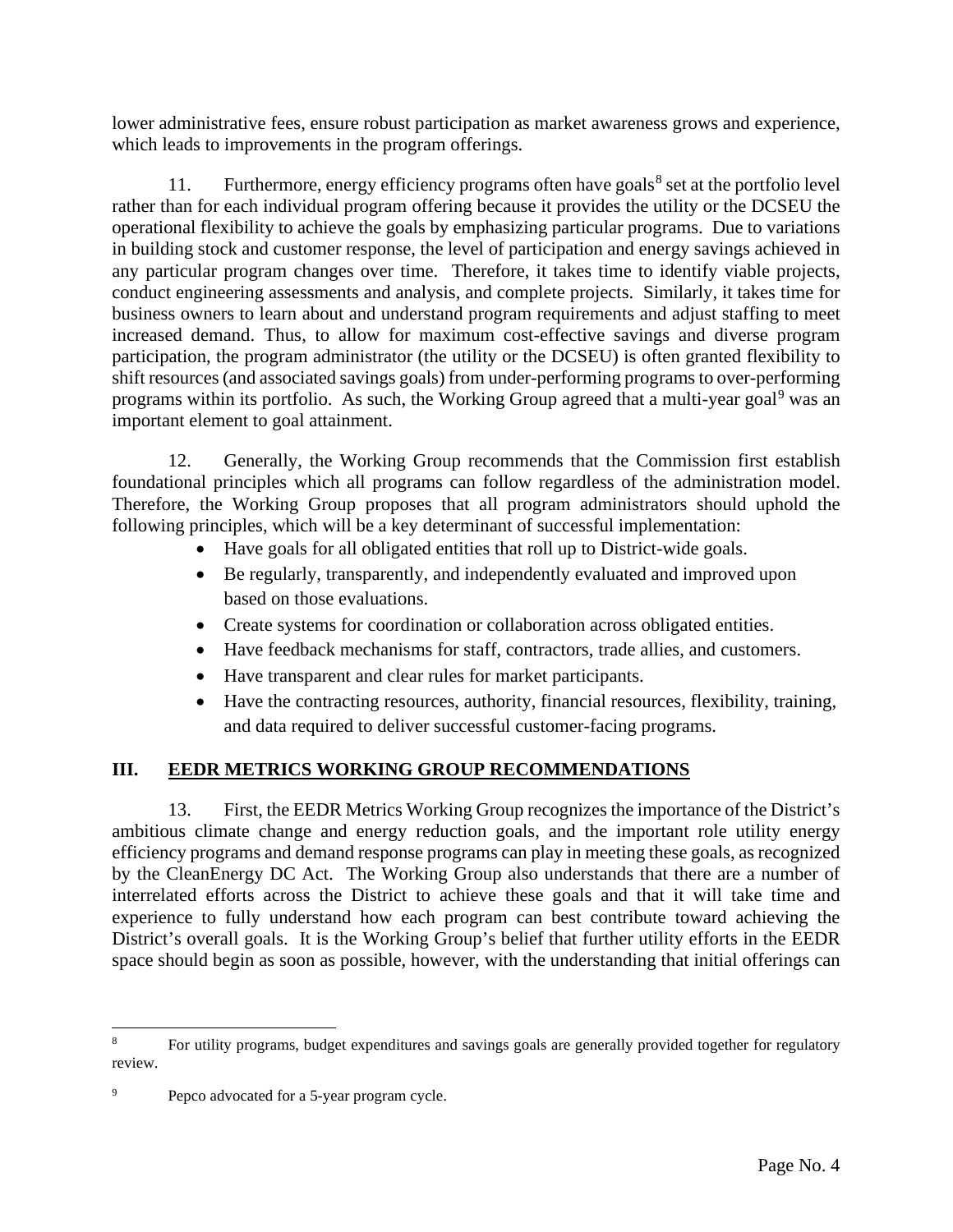lower administrative fees, ensure robust participation as market awareness grows and experience, which leads to improvements in the program offerings.

11. Furthermore, energy efficiency programs often have goals[8] set at the portfolio level rather than for each individual program offering because it provides the utility or the DCSEU the operational flexibility to achieve the goals by emphasizing particular programs. Due to variations in building stock and customer response, the level of participation and energy savings achieved in any particular program changes over time. Therefore, it takes time to identify viable projects, conduct engineering assessments and analysis, and complete projects. Similarly, it takes time for business owners to learn about and understand program requirements and adjust staffing to meet increased demand. Thus, to allow for maximum cost-effective savings and diverse program participation, the program administrator (the utility or the DCSEU) is often granted flexibility to shift resources (and associated savings goals) from under-performing programs to over-performing programs within its portfolio. As such, the Working Group agreed that a multi-year goal[9] was an important element to goal attainment.

12. Generally, the Working Group recommends that the Commission first establish foundational principles which all programs can follow regardless of the administration model. Therefore, the Working Group proposes that all program administrators should uphold the following principles, which will be a key determinant of successful implementation:

- Have goals for all obligated entities that roll up to District-wide goals.
- Be regularly, transparently, and independently evaluated and improved upon based on those evaluations.
- Create systems for coordination or collaboration across obligated entities.
- Have feedback mechanisms for staff, contractors, trade allies, and customers.
- Have transparent and clear rules for market participants.
- Have the contracting resources, authority, financial resources, flexibility, training, and data required to deliver successful customer-facing programs.

## III. EEDR METRICS WORKING GROUP RECOMMENDATIONS

13. First, the EEDR Metrics Working Group recognizes the importance of the District's ambitious climate change and energy reduction goals, and the important role utility energy efficiency programs and demand response programs can play in meeting these goals, as recognized by the CleanEnergy DC Act. The Working Group also understands that there are a number of interrelated efforts across the District to achieve these goals and that it will take time and experience to fully understand how each program can best contribute toward achieving the District's overall goals. It is the Working Group's belief that further utility efforts in the EEDR space should begin as soon as possible, however, with the understanding that initial offerings can

---

[8] For utility programs, budget expenditures and savings goals are generally provided together for regulatory review.

[9] Pepco advocated for a 5-year program cycle.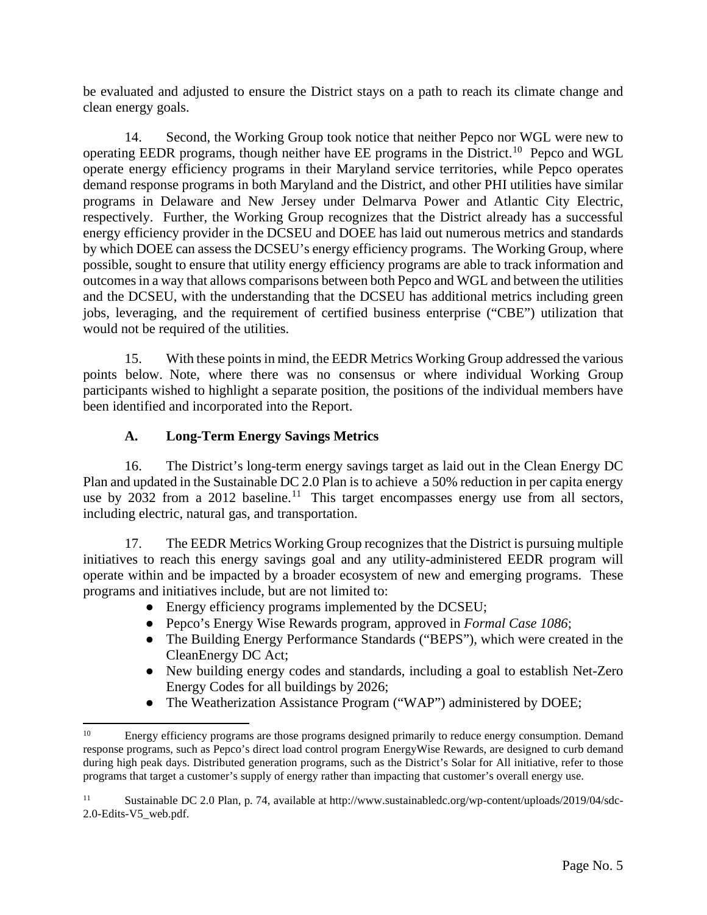be evaluated and adjusted to ensure the District stays on a path to reach its climate change and clean energy goals.

14. Second, the Working Group took notice that neither Pepco nor WGL were new to operating EEDR programs, though neither have EE programs in the District.[10] Pepco and WGL operate energy efficiency programs in their Maryland service territories, while Pepco operates demand response programs in both Maryland and the District, and other PHI utilities have similar programs in Delaware and New Jersey under Delmarva Power and Atlantic City Electric, respectively. Further, the Working Group recognizes that the District already has a successful energy efficiency provider in the DCSEU and DOEE has laid out numerous metrics and standards by which DOEE can assess the DCSEU's energy efficiency programs. The Working Group, where possible, sought to ensure that utility energy efficiency programs are able to track information and outcomes in a way that allows comparisons between both Pepco and WGL and between the utilities and the DCSEU, with the understanding that the DCSEU has additional metrics including green jobs, leveraging, and the requirement of certified business enterprise ("CBE") utilization that would not be required of the utilities.

15. With these points in mind, the EEDR Metrics Working Group addressed the various points below. Note, where there was no consensus or where individual Working Group participants wished to highlight a separate position, the positions of the individual members have been identified and incorporated into the Report.

### A. Long-Term Energy Savings Metrics

16. The District's long-term energy savings target as laid out in the Clean Energy DC Plan and updated in the Sustainable DC 2.0 Plan is to achieve a 50% reduction in per capita energy use by 2032 from a 2012 baseline.[11] This target encompasses energy use from all sectors, including electric, natural gas, and transportation.

17. The EEDR Metrics Working Group recognizes that the District is pursuing multiple initiatives to reach this energy savings goal and any utility-administered EEDR program will operate within and be impacted by a broader ecosystem of new and emerging programs. These programs and initiatives include, but are not limited to:

- Energy efficiency programs implemented by the DCSEU;
- Pepco's Energy Wise Rewards program, approved in *Formal Case 1086*;
- The Building Energy Performance Standards ("BEPS"), which were created in the CleanEnergy DC Act;
- New building energy codes and standards, including a goal to establish Net-Zero Energy Codes for all buildings by 2026;
- The Weatherization Assistance Program ("WAP") administered by DOEE;

---

[10] Energy efficiency programs are those programs designed primarily to reduce energy consumption. Demand response programs, such as Pepco's direct load control program EnergyWise Rewards, are designed to curb demand during high peak days. Distributed generation programs, such as the District's Solar for All initiative, refer to those programs that target a customer's supply of energy rather than impacting that customer's overall energy use.

[11] Sustainable DC 2.0 Plan, p. 74, available at http://www.sustainabledc.org/wp-content/uploads/2019/04/sdc-2.0-Edits-V5_web.pdf.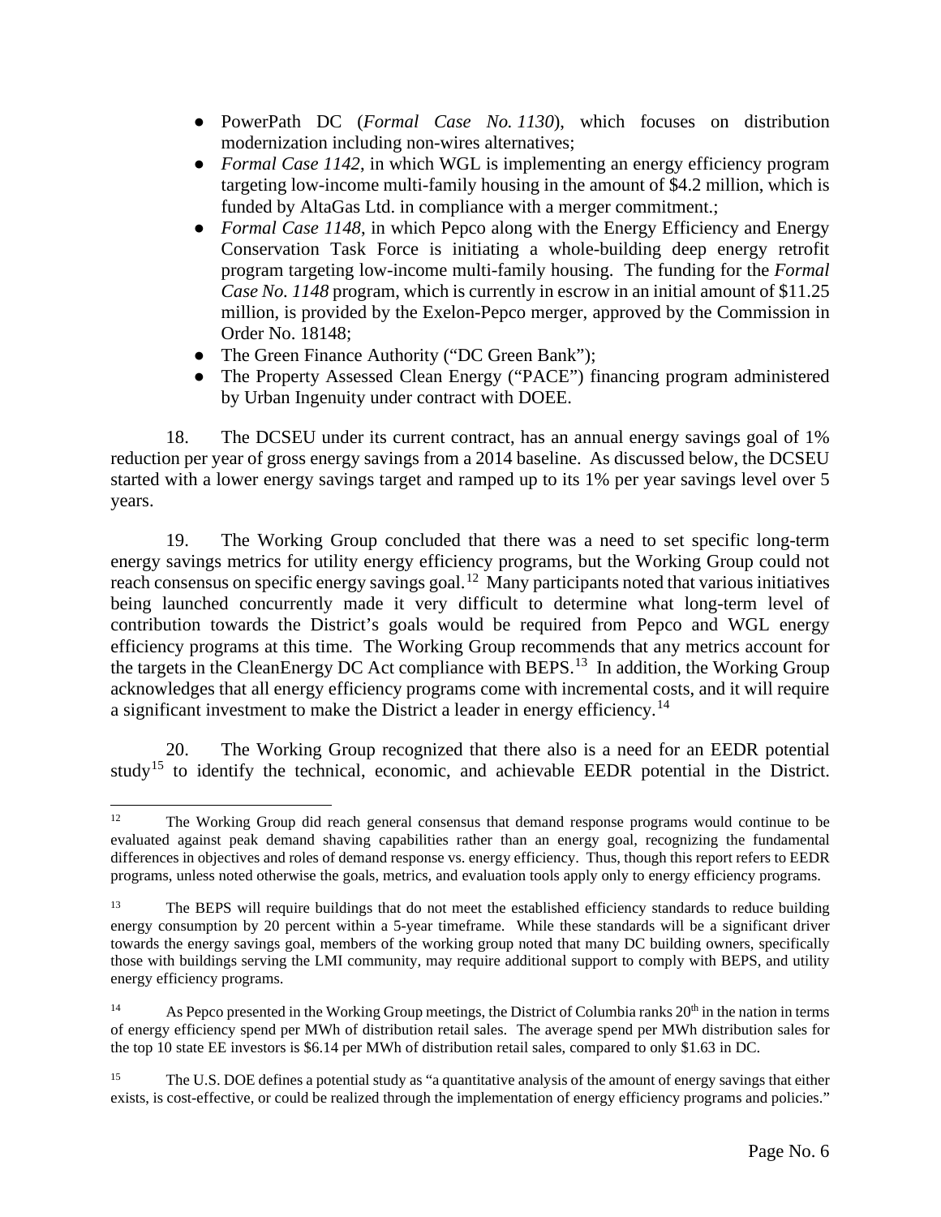- PowerPath DC (*Formal Case No. 1130*), which focuses on distribution modernization including non-wires alternatives;
- *Formal Case 1142*, in which WGL is implementing an energy efficiency program targeting low-income multi-family housing in the amount of $4.2 million, which is funded by AltaGas Ltd. in compliance with a merger commitment.;
- *Formal Case 1148*, in which Pepco along with the Energy Efficiency and Energy Conservation Task Force is initiating a whole-building deep energy retrofit program targeting low-income multi-family housing. The funding for the *Formal Case No. 1148* program, which is currently in escrow in an initial amount of $11.25 million, is provided by the Exelon-Pepco merger, approved by the Commission in Order No. 18148;
- The Green Finance Authority ("DC Green Bank");
- The Property Assessed Clean Energy ("PACE") financing program administered by Urban Ingenuity under contract with DOEE.

18. The DCSEU under its current contract, has an annual energy savings goal of 1% reduction per year of gross energy savings from a 2014 baseline. As discussed below, the DCSEU started with a lower energy savings target and ramped up to its 1% per year savings level over 5 years.

19. The Working Group concluded that there was a need to set specific long-term energy savings metrics for utility energy efficiency programs, but the Working Group could not reach consensus on specific energy savings goal.[12] Many participants noted that various initiatives being launched concurrently made it very difficult to determine what long-term level of contribution towards the District's goals would be required from Pepco and WGL energy efficiency programs at this time. The Working Group recommends that any metrics account for the targets in the CleanEnergy DC Act compliance with BEPS.[13] In addition, the Working Group acknowledges that all energy efficiency programs come with incremental costs, and it will require a significant investment to make the District a leader in energy efficiency.[14]

20. The Working Group recognized that there also is a need for an EEDR potential study[15] to identify the technical, economic, and achievable EEDR potential in the District.

---

[12] The Working Group did reach general consensus that demand response programs would continue to be evaluated against peak demand shaving capabilities rather than an energy goal, recognizing the fundamental differences in objectives and roles of demand response vs. energy efficiency. Thus, though this report refers to EEDR programs, unless noted otherwise the goals, metrics, and evaluation tools apply only to energy efficiency programs.

[13] The BEPS will require buildings that do not meet the established efficiency standards to reduce building energy consumption by 20 percent within a 5-year timeframe. While these standards will be a significant driver towards the energy savings goal, members of the working group noted that many DC building owners, specifically those with buildings serving the LMI community, may require additional support to comply with BEPS, and utility energy efficiency programs.

[14] As Pepco presented in the Working Group meetings, the District of Columbia ranks 20th in the nation in terms of energy efficiency spend per MWh of distribution retail sales. The average spend per MWh distribution sales for the top 10 state EE investors is $6.14 per MWh of distribution retail sales, compared to only $1.63 in DC.

[15] The U.S. DOE defines a potential study as "a quantitative analysis of the amount of energy savings that either exists, is cost-effective, or could be realized through the implementation of energy efficiency programs and policies."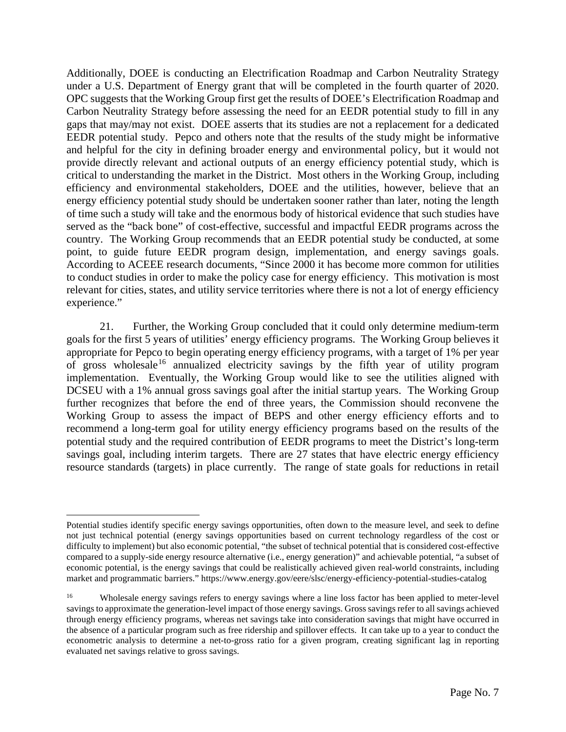Additionally, DOEE is conducting an Electrification Roadmap and Carbon Neutrality Strategy under a U.S. Department of Energy grant that will be completed in the fourth quarter of 2020. OPC suggests that the Working Group first get the results of DOEE's Electrification Roadmap and Carbon Neutrality Strategy before assessing the need for an EEDR potential study to fill in any gaps that may/may not exist. DOEE asserts that its studies are not a replacement for a dedicated EEDR potential study. Pepco and others note that the results of the study might be informative and helpful for the city in defining broader energy and environmental policy, but it would not provide directly relevant and actional outputs of an energy efficiency potential study, which is critical to understanding the market in the District. Most others in the Working Group, including efficiency and environmental stakeholders, DOEE and the utilities, however, believe that an energy efficiency potential study should be undertaken sooner rather than later, noting the length of time such a study will take and the enormous body of historical evidence that such studies have served as the "back bone" of cost-effective, successful and impactful EEDR programs across the country. The Working Group recommends that an EEDR potential study be conducted, at some point, to guide future EEDR program design, implementation, and energy savings goals. According to ACEEE research documents, "Since 2000 it has become more common for utilities to conduct studies in order to make the policy case for energy efficiency. This motivation is most relevant for cities, states, and utility service territories where there is not a lot of energy efficiency experience."

21. Further, the Working Group concluded that it could only determine medium-term goals for the first 5 years of utilities' energy efficiency programs. The Working Group believes it appropriate for Pepco to begin operating energy efficiency programs, with a target of 1% per year of gross wholesale[16] annualized electricity savings by the fifth year of utility program implementation. Eventually, the Working Group would like to see the utilities aligned with DCSEU with a 1% annual gross savings goal after the initial startup years. The Working Group further recognizes that before the end of three years, the Commission should reconvene the Working Group to assess the impact of BEPS and other energy efficiency efforts and to recommend a long-term goal for utility energy efficiency programs based on the results of the potential study and the required contribution of EEDR programs to meet the District's long-term savings goal, including interim targets. There are 27 states that have electric energy efficiency resource standards (targets) in place currently. The range of state goals for reductions in retail

---

Potential studies identify specific energy savings opportunities, often down to the measure level, and seek to define not just technical potential (energy savings opportunities based on current technology regardless of the cost or difficulty to implement) but also economic potential, "the subset of technical potential that is considered cost-effective compared to a supply-side energy resource alternative (i.e., energy generation)" and achievable potential, "a subset of economic potential, is the energy savings that could be realistically achieved given real-world constraints, including market and programmatic barriers." https://www.energy.gov/eere/slsc/energy-efficiency-potential-studies-catalog

[16] Wholesale energy savings refers to energy savings where a line loss factor has been applied to meter-level savings to approximate the generation-level impact of those energy savings. Gross savings refer to all savings achieved through energy efficiency programs, whereas net savings take into consideration savings that might have occurred in the absence of a particular program such as free ridership and spillover effects. It can take up to a year to conduct the econometric analysis to determine a net-to-gross ratio for a given program, creating significant lag in reporting evaluated net savings relative to gross savings.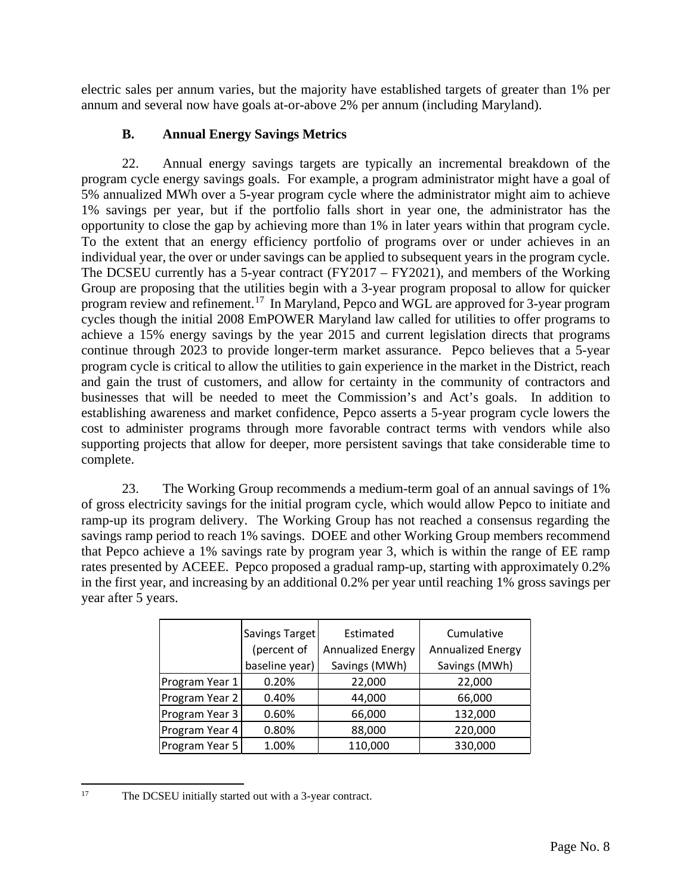electric sales per annum varies, but the majority have established targets of greater than 1% per annum and several now have goals at-or-above 2% per annum (including Maryland).

### B. Annual Energy Savings Metrics

22. Annual energy savings targets are typically an incremental breakdown of the program cycle energy savings goals. For example, a program administrator might have a goal of 5% annualized MWh over a 5-year program cycle where the administrator might aim to achieve 1% savings per year, but if the portfolio falls short in year one, the administrator has the opportunity to close the gap by achieving more than 1% in later years within that program cycle. To the extent that an energy efficiency portfolio of programs over or under achieves in an individual year, the over or under savings can be applied to subsequent years in the program cycle. The DCSEU currently has a 5-year contract (FY2017 – FY2021), and members of the Working Group are proposing that the utilities begin with a 3-year program proposal to allow for quicker program review and refinement.[17] In Maryland, Pepco and WGL are approved for 3-year program cycles though the initial 2008 EmPOWER Maryland law called for utilities to offer programs to achieve a 15% energy savings by the year 2015 and current legislation directs that programs continue through 2023 to provide longer-term market assurance. Pepco believes that a 5-year program cycle is critical to allow the utilities to gain experience in the market in the District, reach and gain the trust of customers, and allow for certainty in the community of contractors and businesses that will be needed to meet the Commission's and Act's goals. In addition to establishing awareness and market confidence, Pepco asserts a 5-year program cycle lowers the cost to administer programs through more favorable contract terms with vendors while also supporting projects that allow for deeper, more persistent savings that take considerable time to complete.

23. The Working Group recommends a medium-term goal of an annual savings of 1% of gross electricity savings for the initial program cycle, which would allow Pepco to initiate and ramp-up its program delivery. The Working Group has not reached a consensus regarding the savings ramp period to reach 1% savings. DOEE and other Working Group members recommend that Pepco achieve a 1% savings rate by program year 3, which is within the range of EE ramp rates presented by ACEEE. Pepco proposed a gradual ramp-up, starting with approximately 0.2% in the first year, and increasing by an additional 0.2% per year until reaching 1% gross savings per year after 5 years.

| | Savings Target (percent of baseline year) | Estimated Annualized Energy Savings (MWh) | Cumulative Annualized Energy Savings (MWh) |
|---|---|---|---|
| Program Year 1 | 0.20% | 22,000 | 22,000 |
| Program Year 2 | 0.40% | 44,000 | 66,000 |
| Program Year 3 | 0.60% | 66,000 | 132,000 |
| Program Year 4 | 0.80% | 88,000 | 220,000 |
| Program Year 5 | 1.00% | 110,000 | 330,000 |

[17] The DCSEU initially started out with a 3-year contract.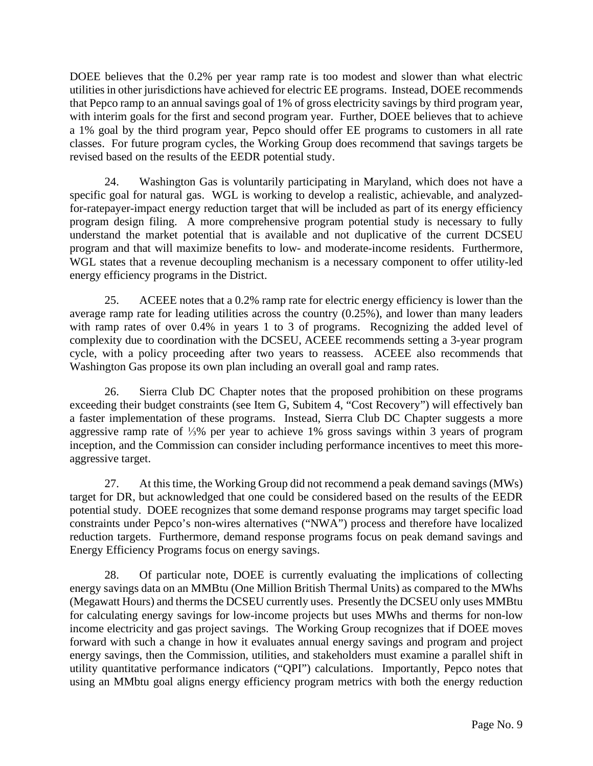DOEE believes that the 0.2% per year ramp rate is too modest and slower than what electric utilities in other jurisdictions have achieved for electric EE programs. Instead, DOEE recommends that Pepco ramp to an annual savings goal of 1% of gross electricity savings by third program year, with interim goals for the first and second program year. Further, DOEE believes that to achieve a 1% goal by the third program year, Pepco should offer EE programs to customers in all rate classes. For future program cycles, the Working Group does recommend that savings targets be revised based on the results of the EEDR potential study.

24. Washington Gas is voluntarily participating in Maryland, which does not have a specific goal for natural gas. WGL is working to develop a realistic, achievable, and analyzed-for-ratepayer-impact energy reduction target that will be included as part of its energy efficiency program design filing. A more comprehensive program potential study is necessary to fully understand the market potential that is available and not duplicative of the current DCSEU program and that will maximize benefits to low- and moderate-income residents. Furthermore, WGL states that a revenue decoupling mechanism is a necessary component to offer utility-led energy efficiency programs in the District.

25. ACEEE notes that a 0.2% ramp rate for electric energy efficiency is lower than the average ramp rate for leading utilities across the country (0.25%), and lower than many leaders with ramp rates of over 0.4% in years 1 to 3 of programs. Recognizing the added level of complexity due to coordination with the DCSEU, ACEEE recommends setting a 3-year program cycle, with a policy proceeding after two years to reassess. ACEEE also recommends that Washington Gas propose its own plan including an overall goal and ramp rates.

26. Sierra Club DC Chapter notes that the proposed prohibition on these programs exceeding their budget constraints (see Item G, Subitem 4, "Cost Recovery") will effectively ban a faster implementation of these programs. Instead, Sierra Club DC Chapter suggests a more aggressive ramp rate of ⅓% per year to achieve 1% gross savings within 3 years of program inception, and the Commission can consider including performance incentives to meet this more-aggressive target.

27. At this time, the Working Group did not recommend a peak demand savings (MWs) target for DR, but acknowledged that one could be considered based on the results of the EEDR potential study. DOEE recognizes that some demand response programs may target specific load constraints under Pepco's non-wires alternatives ("NWA") process and therefore have localized reduction targets. Furthermore, demand response programs focus on peak demand savings and Energy Efficiency Programs focus on energy savings.

28. Of particular note, DOEE is currently evaluating the implications of collecting energy savings data on an MMBtu (One Million British Thermal Units) as compared to the MWhs (Megawatt Hours) and therms the DCSEU currently uses. Presently the DCSEU only uses MMBtu for calculating energy savings for low-income projects but uses MWhs and therms for non-low income electricity and gas project savings. The Working Group recognizes that if DOEE moves forward with such a change in how it evaluates annual energy savings and program and project energy savings, then the Commission, utilities, and stakeholders must examine a parallel shift in utility quantitative performance indicators ("QPI") calculations. Importantly, Pepco notes that using an MMbtu goal aligns energy efficiency program metrics with both the energy reduction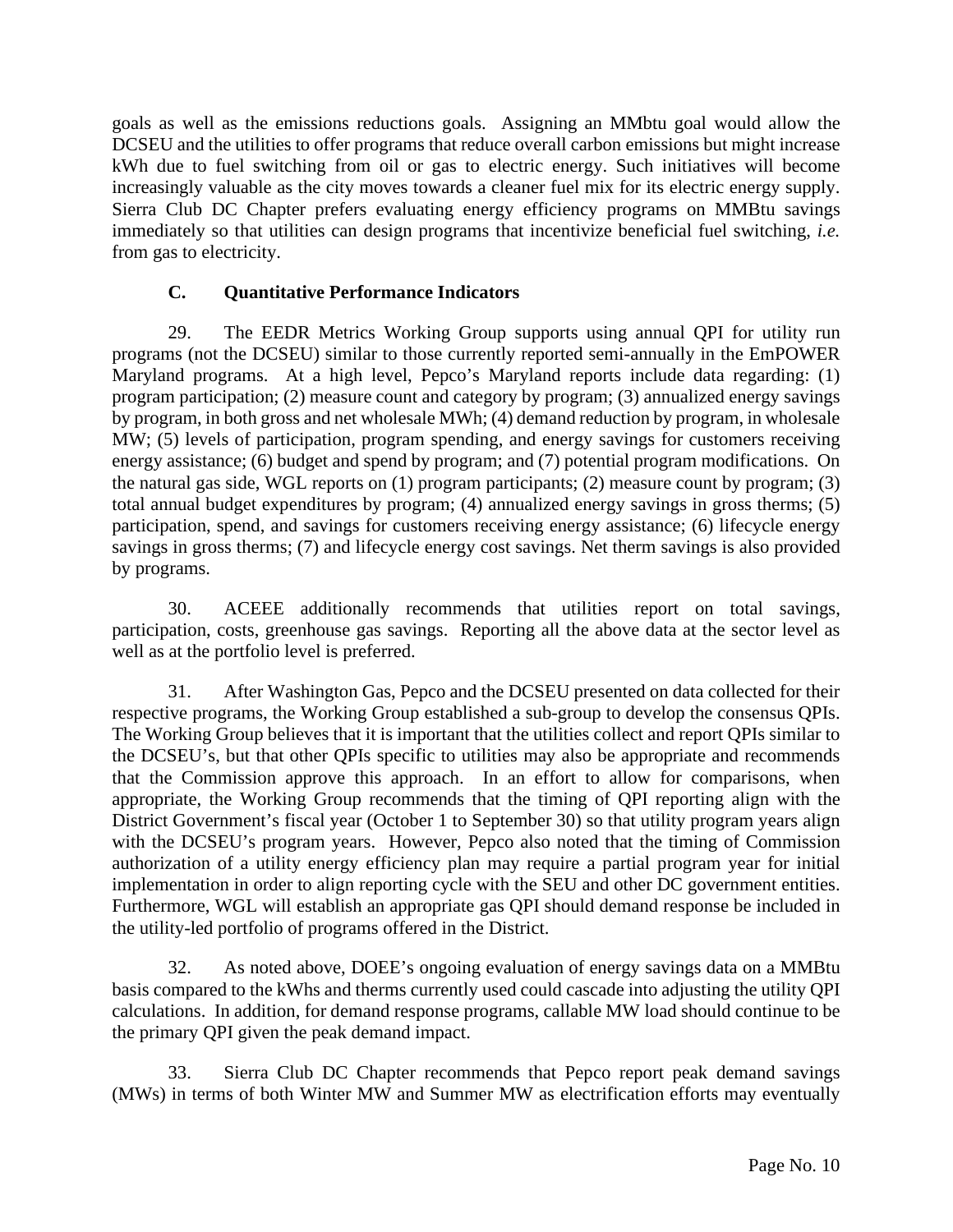goals as well as the emissions reductions goals. Assigning an MMbtu goal would allow the DCSEU and the utilities to offer programs that reduce overall carbon emissions but might increase kWh due to fuel switching from oil or gas to electric energy. Such initiatives will become increasingly valuable as the city moves towards a cleaner fuel mix for its electric energy supply. Sierra Club DC Chapter prefers evaluating energy efficiency programs on MMBtu savings immediately so that utilities can design programs that incentivize beneficial fuel switching, *i.e.* from gas to electricity.

### C. Quantitative Performance Indicators

29. The EEDR Metrics Working Group supports using annual QPI for utility run programs (not the DCSEU) similar to those currently reported semi-annually in the EmPOWER Maryland programs. At a high level, Pepco's Maryland reports include data regarding: (1) program participation; (2) measure count and category by program; (3) annualized energy savings by program, in both gross and net wholesale MWh; (4) demand reduction by program, in wholesale MW; (5) levels of participation, program spending, and energy savings for customers receiving energy assistance; (6) budget and spend by program; and (7) potential program modifications. On the natural gas side, WGL reports on (1) program participants; (2) measure count by program; (3) total annual budget expenditures by program; (4) annualized energy savings in gross therms; (5) participation, spend, and savings for customers receiving energy assistance; (6) lifecycle energy savings in gross therms; (7) and lifecycle energy cost savings. Net therm savings is also provided by programs.

30. ACEEE additionally recommends that utilities report on total savings, participation, costs, greenhouse gas savings. Reporting all the above data at the sector level as well as at the portfolio level is preferred.

31. After Washington Gas, Pepco and the DCSEU presented on data collected for their respective programs, the Working Group established a sub-group to develop the consensus QPIs. The Working Group believes that it is important that the utilities collect and report QPIs similar to the DCSEU's, but that other QPIs specific to utilities may also be appropriate and recommends that the Commission approve this approach. In an effort to allow for comparisons, when appropriate, the Working Group recommends that the timing of QPI reporting align with the District Government's fiscal year (October 1 to September 30) so that utility program years align with the DCSEU's program years. However, Pepco also noted that the timing of Commission authorization of a utility energy efficiency plan may require a partial program year for initial implementation in order to align reporting cycle with the SEU and other DC government entities. Furthermore, WGL will establish an appropriate gas QPI should demand response be included in the utility-led portfolio of programs offered in the District.

32. As noted above, DOEE's ongoing evaluation of energy savings data on a MMBtu basis compared to the kWhs and therms currently used could cascade into adjusting the utility QPI calculations. In addition, for demand response programs, callable MW load should continue to be the primary QPI given the peak demand impact.

33. Sierra Club DC Chapter recommends that Pepco report peak demand savings (MWs) in terms of both Winter MW and Summer MW as electrification efforts may eventually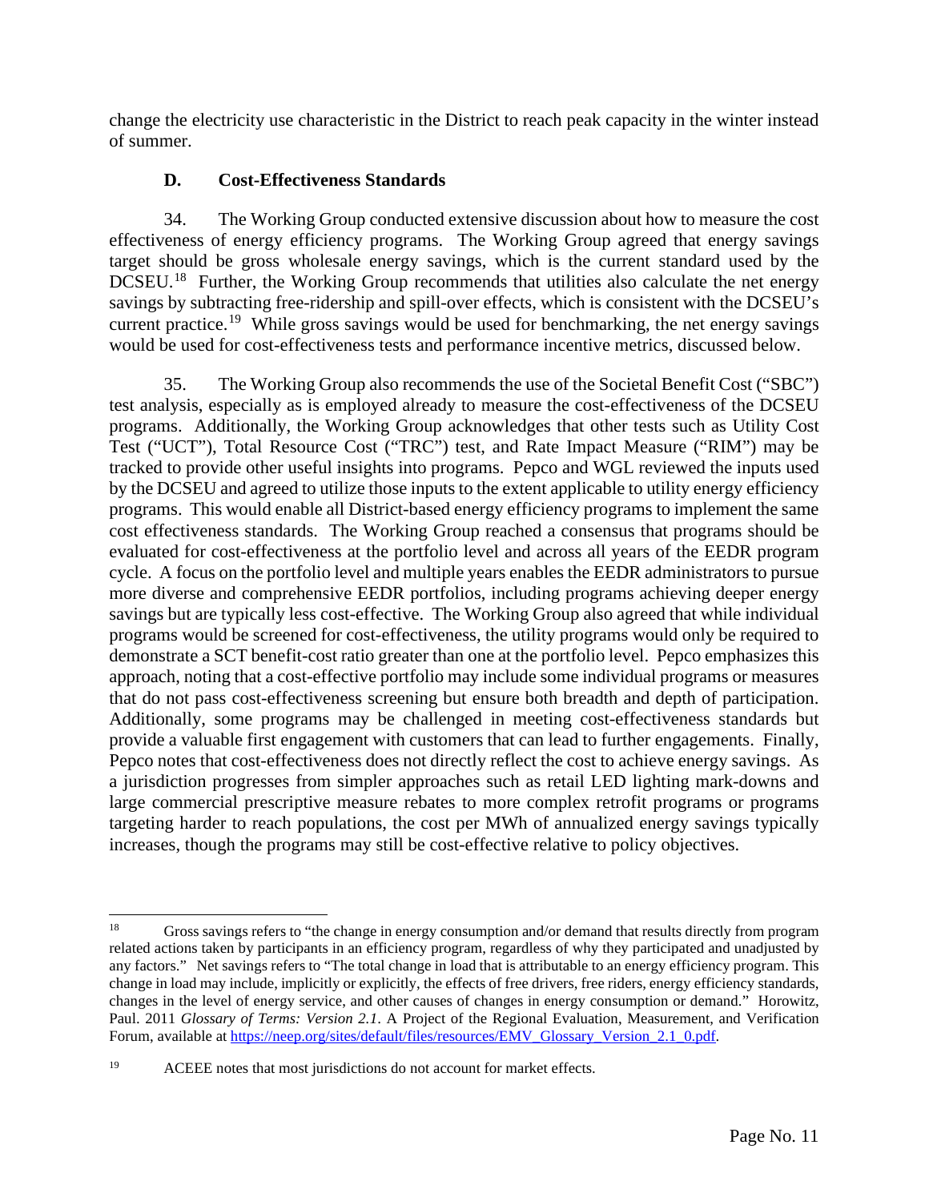change the electricity use characteristic in the District to reach peak capacity in the winter instead of summer.

### D. Cost-Effectiveness Standards

34. The Working Group conducted extensive discussion about how to measure the cost effectiveness of energy efficiency programs. The Working Group agreed that energy savings target should be gross wholesale energy savings, which is the current standard used by the DCSEU.[18] Further, the Working Group recommends that utilities also calculate the net energy savings by subtracting free-ridership and spill-over effects, which is consistent with the DCSEU's current practice.[19] While gross savings would be used for benchmarking, the net energy savings would be used for cost-effectiveness tests and performance incentive metrics, discussed below.

35. The Working Group also recommends the use of the Societal Benefit Cost ("SBC") test analysis, especially as is employed already to measure the cost-effectiveness of the DCSEU programs. Additionally, the Working Group acknowledges that other tests such as Utility Cost Test ("UCT"), Total Resource Cost ("TRC") test, and Rate Impact Measure ("RIM") may be tracked to provide other useful insights into programs. Pepco and WGL reviewed the inputs used by the DCSEU and agreed to utilize those inputs to the extent applicable to utility energy efficiency programs. This would enable all District-based energy efficiency programs to implement the same cost effectiveness standards. The Working Group reached a consensus that programs should be evaluated for cost-effectiveness at the portfolio level and across all years of the EEDR program cycle. A focus on the portfolio level and multiple years enables the EEDR administrators to pursue more diverse and comprehensive EEDR portfolios, including programs achieving deeper energy savings but are typically less cost-effective. The Working Group also agreed that while individual programs would be screened for cost-effectiveness, the utility programs would only be required to demonstrate a SCT benefit-cost ratio greater than one at the portfolio level. Pepco emphasizes this approach, noting that a cost-effective portfolio may include some individual programs or measures that do not pass cost-effectiveness screening but ensure both breadth and depth of participation. Additionally, some programs may be challenged in meeting cost-effectiveness standards but provide a valuable first engagement with customers that can lead to further engagements. Finally, Pepco notes that cost-effectiveness does not directly reflect the cost to achieve energy savings. As a jurisdiction progresses from simpler approaches such as retail LED lighting mark-downs and large commercial prescriptive measure rebates to more complex retrofit programs or programs targeting harder to reach populations, the cost per MWh of annualized energy savings typically increases, though the programs may still be cost-effective relative to policy objectives.

---

[18] Gross savings refers to "the change in energy consumption and/or demand that results directly from program related actions taken by participants in an efficiency program, regardless of why they participated and unadjusted by any factors." Net savings refers to "The total change in load that is attributable to an energy efficiency program. This change in load may include, implicitly or explicitly, the effects of free drivers, free riders, energy efficiency standards, changes in the level of energy service, and other causes of changes in energy consumption or demand." Horowitz, Paul. 2011 *Glossary of Terms: Version 2.1*. A Project of the Regional Evaluation, Measurement, and Verification Forum, available at [https://neep.org/sites/default/files/resources/EMV_Glossary_Version_2.1_0.pdf](https://neep.org/sites/default/files/resources/EMV_Glossary_Version_2.1_0.pdf).

[19] ACEEE notes that most jurisdictions do not account for market effects.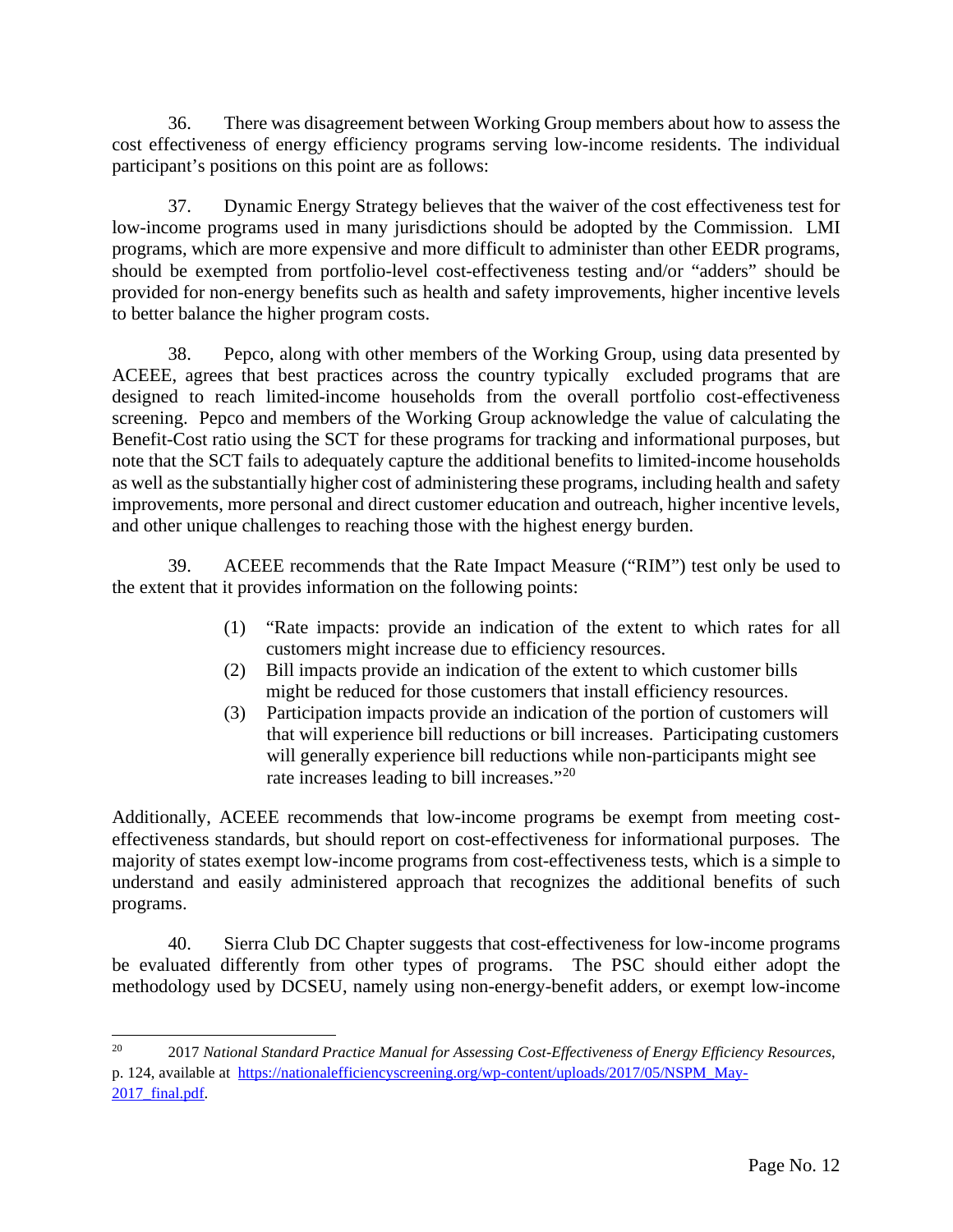36. There was disagreement between Working Group members about how to assess the cost effectiveness of energy efficiency programs serving low-income residents. The individual participant's positions on this point are as follows:

37. Dynamic Energy Strategy believes that the waiver of the cost effectiveness test for low-income programs used in many jurisdictions should be adopted by the Commission. LMI programs, which are more expensive and more difficult to administer than other EEDR programs, should be exempted from portfolio-level cost-effectiveness testing and/or "adders" should be provided for non-energy benefits such as health and safety improvements, higher incentive levels to better balance the higher program costs.

38. Pepco, along with other members of the Working Group, using data presented by ACEEE, agrees that best practices across the country typically excluded programs that are designed to reach limited-income households from the overall portfolio cost-effectiveness screening. Pepco and members of the Working Group acknowledge the value of calculating the Benefit-Cost ratio using the SCT for these programs for tracking and informational purposes, but note that the SCT fails to adequately capture the additional benefits to limited-income households as well as the substantially higher cost of administering these programs, including health and safety improvements, more personal and direct customer education and outreach, higher incentive levels, and other unique challenges to reaching those with the highest energy burden.

39. ACEEE recommends that the Rate Impact Measure ("RIM") test only be used to the extent that it provides information on the following points:

> (1) "Rate impacts: provide an indication of the extent to which rates for all customers might increase due to efficiency resources.
> (2) Bill impacts provide an indication of the extent to which customer bills might be reduced for those customers that install efficiency resources.
> (3) Participation impacts provide an indication of the portion of customers will that will experience bill reductions or bill increases. Participating customers will generally experience bill reductions while non-participants might see rate increases leading to bill increases."[20]

Additionally, ACEEE recommends that low-income programs be exempt from meeting cost-effectiveness standards, but should report on cost-effectiveness for informational purposes. The majority of states exempt low-income programs from cost-effectiveness tests, which is a simple to understand and easily administered approach that recognizes the additional benefits of such programs.

40. Sierra Club DC Chapter suggests that cost-effectiveness for low-income programs be evaluated differently from other types of programs. The PSC should either adopt the methodology used by DCSEU, namely using non-energy-benefit adders, or exempt low-income

---

[20] 2017 *National Standard Practice Manual for Assessing Cost-Effectiveness of Energy Efficiency Resources*, p. 124, available at https://nationalefficiencyscreening.org/wp-content/uploads/2017/05/NSPM_May-2017_final.pdf.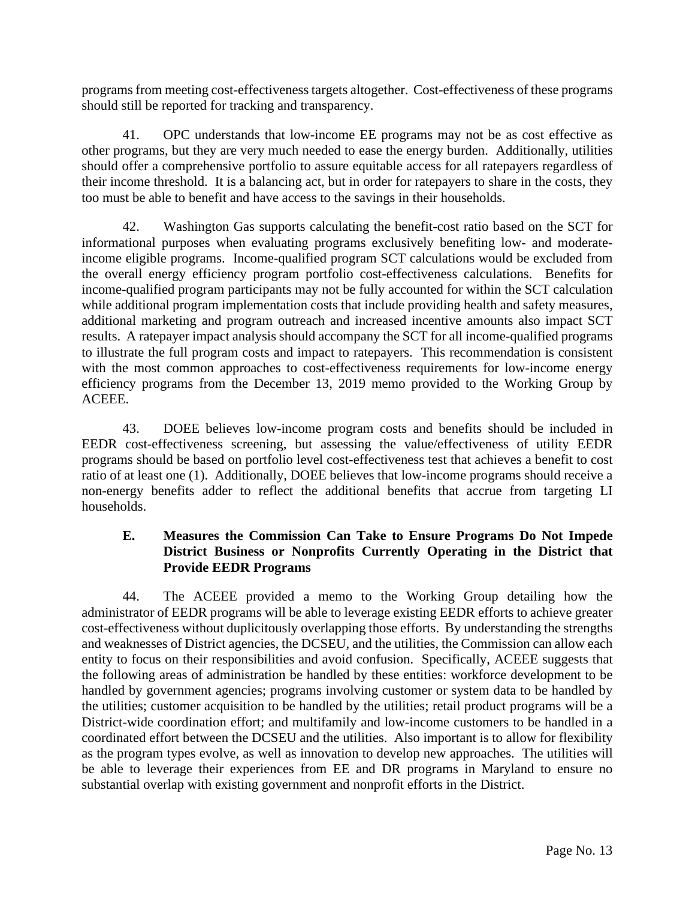programs from meeting cost-effectiveness targets altogether. Cost-effectiveness of these programs should still be reported for tracking and transparency.

41. OPC understands that low-income EE programs may not be as cost effective as other programs, but they are very much needed to ease the energy burden. Additionally, utilities should offer a comprehensive portfolio to assure equitable access for all ratepayers regardless of their income threshold. It is a balancing act, but in order for ratepayers to share in the costs, they too must be able to benefit and have access to the savings in their households.

42. Washington Gas supports calculating the benefit-cost ratio based on the SCT for informational purposes when evaluating programs exclusively benefiting low- and moderate-income eligible programs. Income-qualified program SCT calculations would be excluded from the overall energy efficiency program portfolio cost-effectiveness calculations. Benefits for income-qualified program participants may not be fully accounted for within the SCT calculation while additional program implementation costs that include providing health and safety measures, additional marketing and program outreach and increased incentive amounts also impact SCT results. A ratepayer impact analysis should accompany the SCT for all income-qualified programs to illustrate the full program costs and impact to ratepayers. This recommendation is consistent with the most common approaches to cost-effectiveness requirements for low-income energy efficiency programs from the December 13, 2019 memo provided to the Working Group by ACEEE.

43. DOEE believes low-income program costs and benefits should be included in EEDR cost-effectiveness screening, but assessing the value/effectiveness of utility EEDR programs should be based on portfolio level cost-effectiveness test that achieves a benefit to cost ratio of at least one (1). Additionally, DOEE believes that low-income programs should receive a non-energy benefits adder to reflect the additional benefits that accrue from targeting LI households.

### E. Measures the Commission Can Take to Ensure Programs Do Not Impede District Business or Nonprofits Currently Operating in the District that Provide EEDR Programs

44. The ACEEE provided a memo to the Working Group detailing how the administrator of EEDR programs will be able to leverage existing EEDR efforts to achieve greater cost-effectiveness without duplicitously overlapping those efforts. By understanding the strengths and weaknesses of District agencies, the DCSEU, and the utilities, the Commission can allow each entity to focus on their responsibilities and avoid confusion. Specifically, ACEEE suggests that the following areas of administration be handled by these entities: workforce development to be handled by government agencies; programs involving customer or system data to be handled by the utilities; customer acquisition to be handled by the utilities; retail product programs will be a District-wide coordination effort; and multifamily and low-income customers to be handled in a coordinated effort between the DCSEU and the utilities. Also important is to allow for flexibility as the program types evolve, as well as innovation to develop new approaches. The utilities will be able to leverage their experiences from EE and DR programs in Maryland to ensure no substantial overlap with existing government and nonprofit efforts in the District.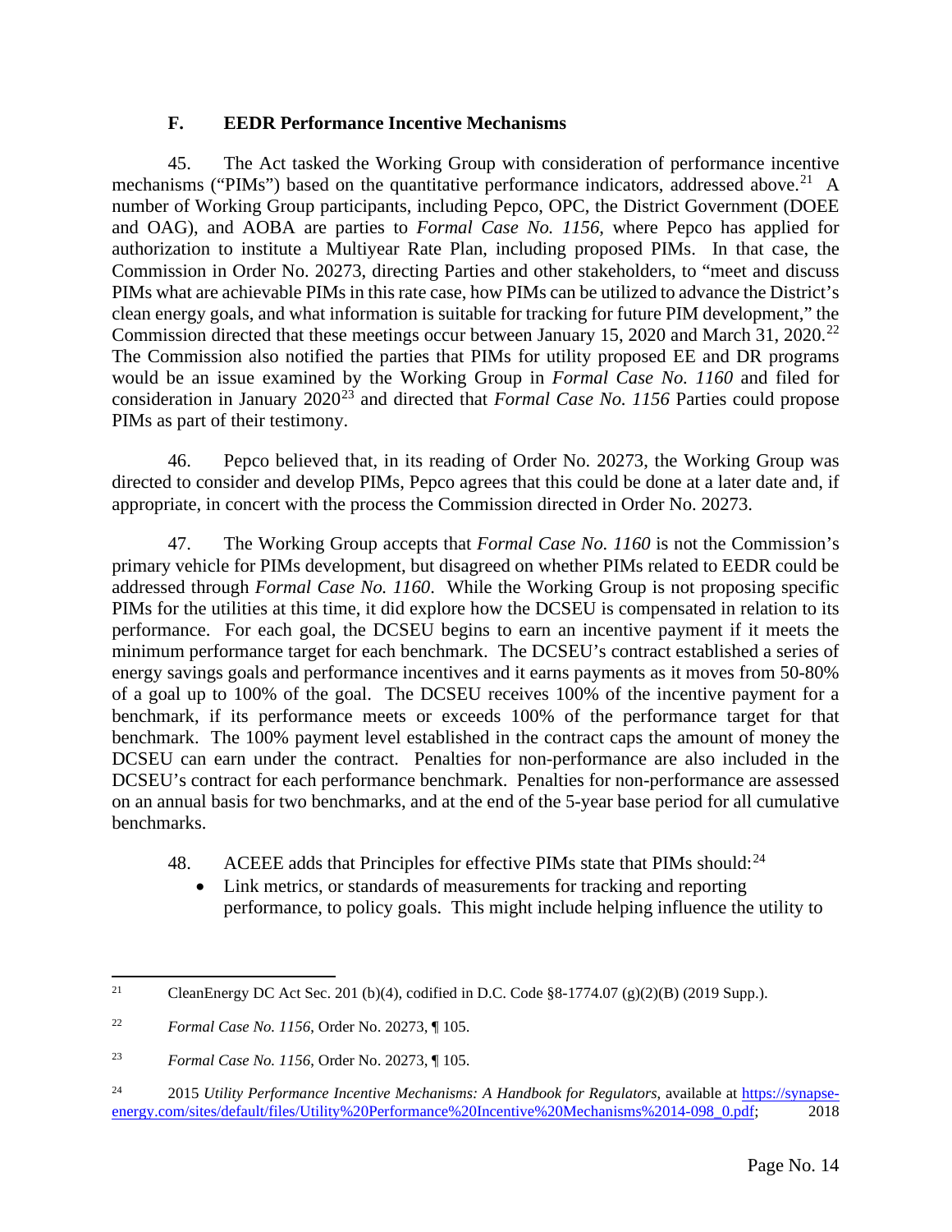### F. EEDR Performance Incentive Mechanisms

45. The Act tasked the Working Group with consideration of performance incentive mechanisms ("PIMs") based on the quantitative performance indicators, addressed above.[21] A number of Working Group participants, including Pepco, OPC, the District Government (DOEE and OAG), and AOBA are parties to *Formal Case No. 1156*, where Pepco has applied for authorization to institute a Multiyear Rate Plan, including proposed PIMs. In that case, the Commission in Order No. 20273, directing Parties and other stakeholders, to "meet and discuss PIMs what are achievable PIMs in this rate case, how PIMs can be utilized to advance the District's clean energy goals, and what information is suitable for tracking for future PIM development," the Commission directed that these meetings occur between January 15, 2020 and March 31, 2020.[22] The Commission also notified the parties that PIMs for utility proposed EE and DR programs would be an issue examined by the Working Group in *Formal Case No. 1160* and filed for consideration in January 2020[23] and directed that *Formal Case No. 1156* Parties could propose PIMs as part of their testimony.

46. Pepco believed that, in its reading of Order No. 20273, the Working Group was directed to consider and develop PIMs, Pepco agrees that this could be done at a later date and, if appropriate, in concert with the process the Commission directed in Order No. 20273.

47. The Working Group accepts that *Formal Case No. 1160* is not the Commission's primary vehicle for PIMs development, but disagreed on whether PIMs related to EEDR could be addressed through *Formal Case No. 1160*. While the Working Group is not proposing specific PIMs for the utilities at this time, it did explore how the DCSEU is compensated in relation to its performance. For each goal, the DCSEU begins to earn an incentive payment if it meets the minimum performance target for each benchmark. The DCSEU's contract established a series of energy savings goals and performance incentives and it earns payments as it moves from 50-80% of a goal up to 100% of the goal. The DCSEU receives 100% of the incentive payment for a benchmark, if its performance meets or exceeds 100% of the performance target for that benchmark. The 100% payment level established in the contract caps the amount of money the DCSEU can earn under the contract. Penalties for non-performance are also included in the DCSEU's contract for each performance benchmark. Penalties for non-performance are assessed on an annual basis for two benchmarks, and at the end of the 5-year base period for all cumulative benchmarks.

48. ACEEE adds that Principles for effective PIMs state that PIMs should:[24]

- Link metrics, or standards of measurements for tracking and reporting performance, to policy goals. This might include helping influence the utility to

---

[21] CleanEnergy DC Act Sec. 201 (b)(4), codified in D.C. Code §8-1774.07 (g)(2)(B) (2019 Supp.).

[22] *Formal Case No. 1156*, Order No. 20273, ¶ 105.

[23] *Formal Case No. 1156*, Order No. 20273, ¶ 105.

[24] 2015 *Utility Performance Incentive Mechanisms: A Handbook for Regulators*, available at [https://synapse-energy.com/sites/default/files/Utility%20Performance%20Incentive%20Mechanisms%2014-098_0.pdf](https://synapse-energy.com/sites/default/files/Utility%20Performance%20Incentive%20Mechanisms%2014-098_0.pdf); 2018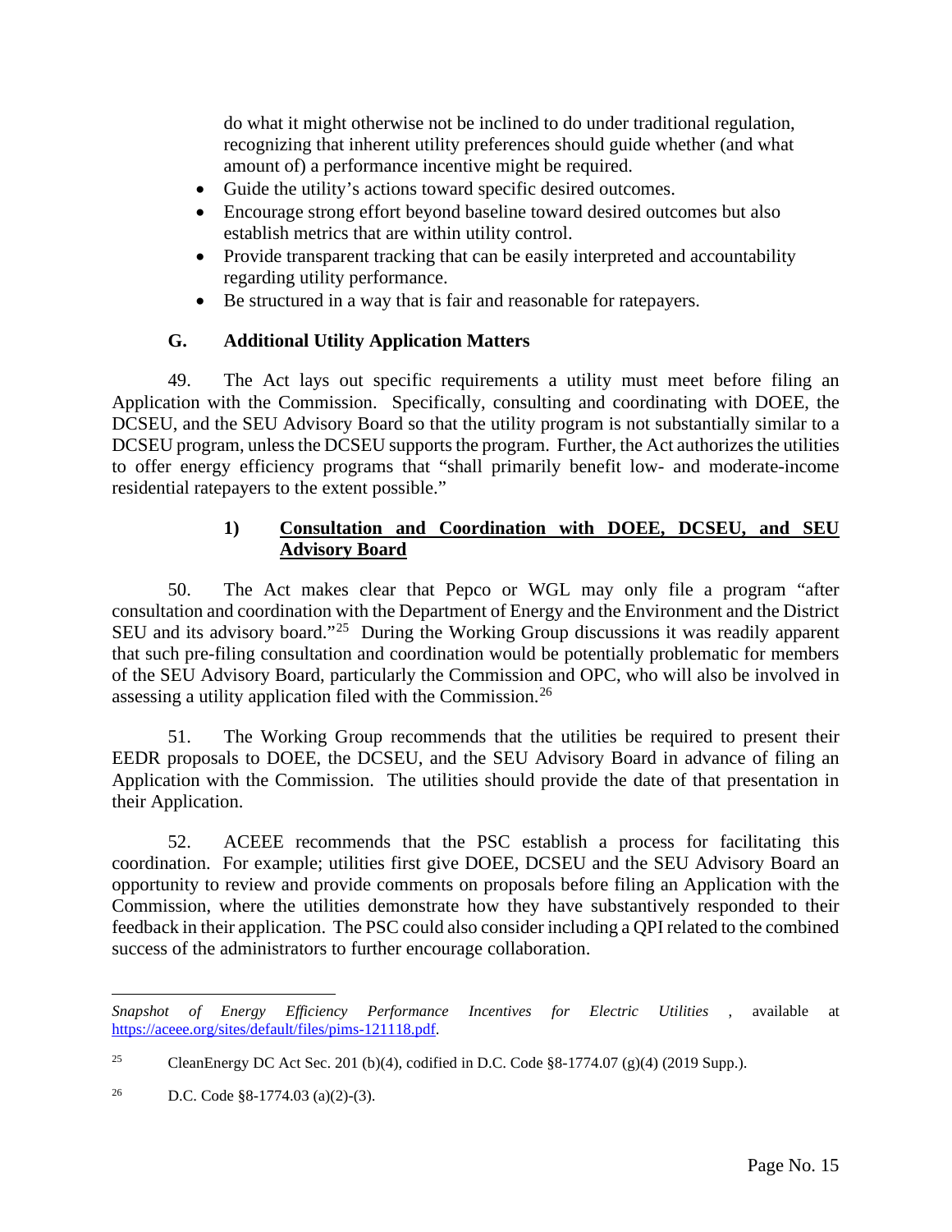do what it might otherwise not be inclined to do under traditional regulation, recognizing that inherent utility preferences should guide whether (and what amount of) a performance incentive might be required.

- Guide the utility's actions toward specific desired outcomes.
- Encourage strong effort beyond baseline toward desired outcomes but also establish metrics that are within utility control.
- Provide transparent tracking that can be easily interpreted and accountability regarding utility performance.
- Be structured in a way that is fair and reasonable for ratepayers.

## G. Additional Utility Application Matters

49. The Act lays out specific requirements a utility must meet before filing an Application with the Commission. Specifically, consulting and coordinating with DOEE, the DCSEU, and the SEU Advisory Board so that the utility program is not substantially similar to a DCSEU program, unless the DCSEU supports the program. Further, the Act authorizes the utilities to offer energy efficiency programs that "shall primarily benefit low- and moderate-income residential ratepayers to the extent possible."

### 1) Consultation and Coordination with DOEE, DCSEU, and SEU Advisory Board

50. The Act makes clear that Pepco or WGL may only file a program "after consultation and coordination with the Department of Energy and the Environment and the District SEU and its advisory board."[25] During the Working Group discussions it was readily apparent that such pre-filing consultation and coordination would be potentially problematic for members of the SEU Advisory Board, particularly the Commission and OPC, who will also be involved in assessing a utility application filed with the Commission.[26]

51. The Working Group recommends that the utilities be required to present their EEDR proposals to DOEE, the DCSEU, and the SEU Advisory Board in advance of filing an Application with the Commission. The utilities should provide the date of that presentation in their Application.

52. ACEEE recommends that the PSC establish a process for facilitating this coordination. For example; utilities first give DOEE, DCSEU and the SEU Advisory Board an opportunity to review and provide comments on proposals before filing an Application with the Commission, where the utilities demonstrate how they have substantively responded to their feedback in their application. The PSC could also consider including a QPI related to the combined success of the administrators to further encourage collaboration.

---

*Snapshot of Energy Efficiency Performance Incentives for Electric Utilities* , available at https://aceee.org/sites/default/files/pims-121118.pdf.

[25] CleanEnergy DC Act Sec. 201 (b)(4), codified in D.C. Code §8-1774.07 (g)(4) (2019 Supp.).

[26] D.C. Code §8-1774.03 (a)(2)-(3).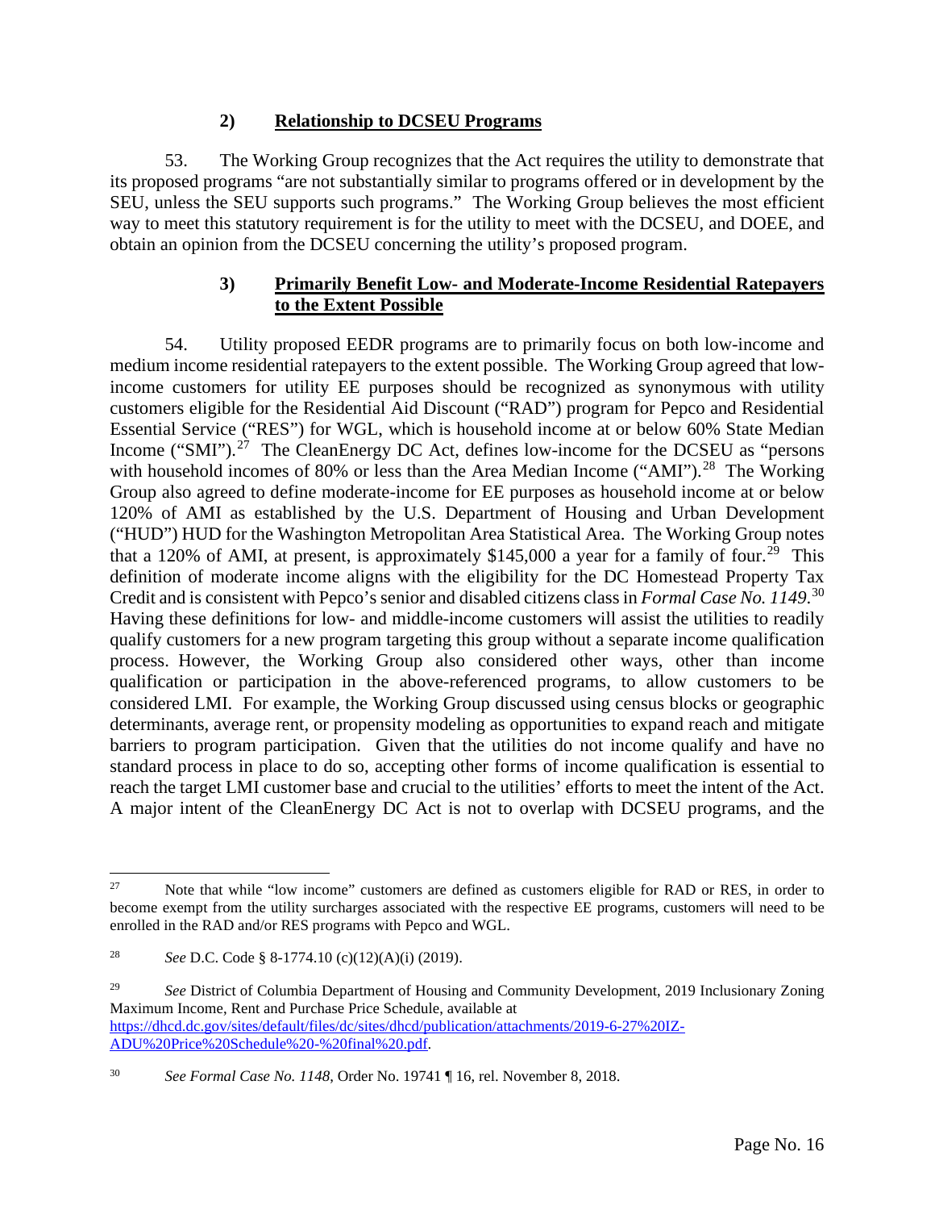### 2) **Relationship to DCSEU Programs**

53. The Working Group recognizes that the Act requires the utility to demonstrate that its proposed programs "are not substantially similar to programs offered or in development by the SEU, unless the SEU supports such programs." The Working Group believes the most efficient way to meet this statutory requirement is for the utility to meet with the DCSEU, and DOEE, and obtain an opinion from the DCSEU concerning the utility's proposed program.

### 3) **Primarily Benefit Low- and Moderate-Income Residential Ratepayers to the Extent Possible**

54. Utility proposed EEDR programs are to primarily focus on both low-income and medium income residential ratepayers to the extent possible. The Working Group agreed that low-income customers for utility EE purposes should be recognized as synonymous with utility customers eligible for the Residential Aid Discount ("RAD") program for Pepco and Residential Essential Service ("RES") for WGL, which is household income at or below 60% State Median Income ("SMI").[27] The CleanEnergy DC Act, defines low-income for the DCSEU as "persons with household incomes of 80% or less than the Area Median Income ("AMI").[28] The Working Group also agreed to define moderate-income for EE purposes as household income at or below 120% of AMI as established by the U.S. Department of Housing and Urban Development ("HUD") HUD for the Washington Metropolitan Area Statistical Area. The Working Group notes that a 120% of AMI, at present, is approximately $145,000 a year for a family of four.[29] This definition of moderate income aligns with the eligibility for the DC Homestead Property Tax Credit and is consistent with Pepco's senior and disabled citizens class in *Formal Case No. 1149*.[30] Having these definitions for low- and middle-income customers will assist the utilities to readily qualify customers for a new program targeting this group without a separate income qualification process. However, the Working Group also considered other ways, other than income qualification or participation in the above-referenced programs, to allow customers to be considered LMI. For example, the Working Group discussed using census blocks or geographic determinants, average rent, or propensity modeling as opportunities to expand reach and mitigate barriers to program participation. Given that the utilities do not income qualify and have no standard process in place to do so, accepting other forms of income qualification is essential to reach the target LMI customer base and crucial to the utilities' efforts to meet the intent of the Act. A major intent of the CleanEnergy DC Act is not to overlap with DCSEU programs, and the

---

[27] Note that while "low income" customers are defined as customers eligible for RAD or RES, in order to become exempt from the utility surcharges associated with the respective EE programs, customers will need to be enrolled in the RAD and/or RES programs with Pepco and WGL.

[28] *See* D.C. Code § 8-1774.10 (c)(12)(A)(i) (2019).

[29] *See* District of Columbia Department of Housing and Community Development, 2019 Inclusionary Zoning Maximum Income, Rent and Purchase Price Schedule, available at https://dhcd.dc.gov/sites/default/files/dc/sites/dhcd/publication/attachments/2019-6-27%20IZ-ADU%20Price%20Schedule%20-%20final%20.pdf.

[30] *See Formal Case No. 1148*, Order No. 19741 ¶ 16, rel. November 8, 2018.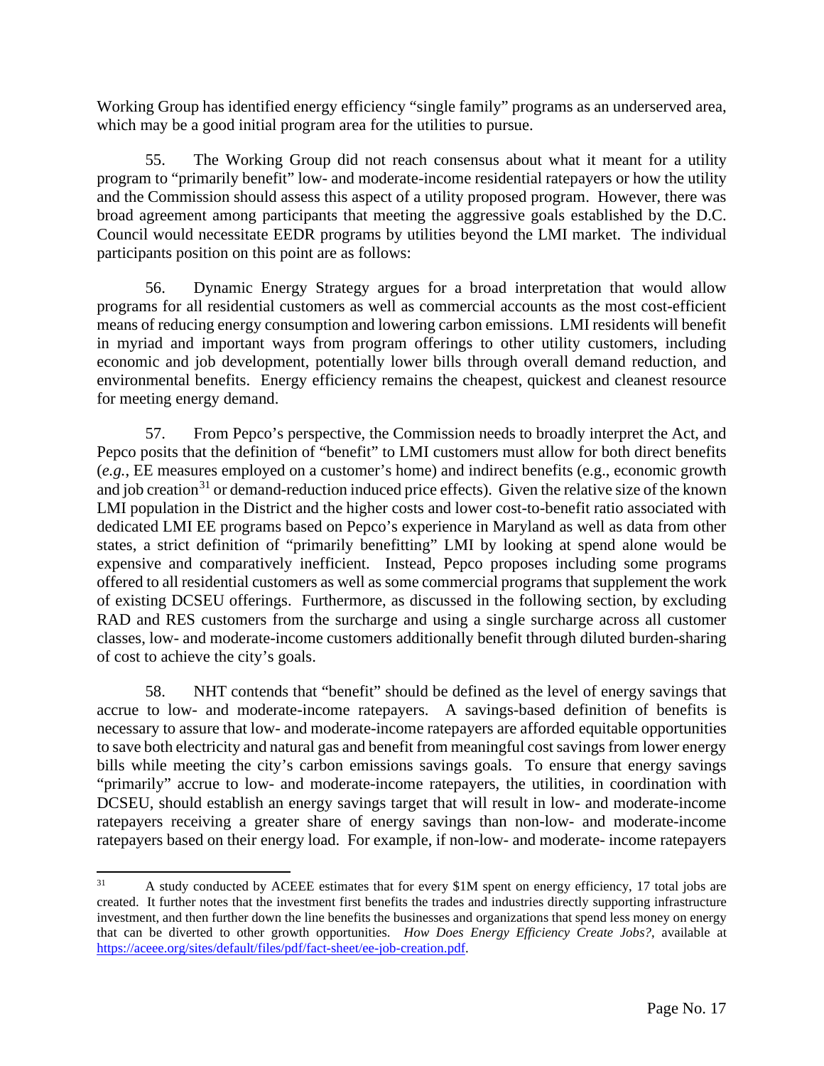Working Group has identified energy efficiency "single family" programs as an underserved area, which may be a good initial program area for the utilities to pursue.

55. The Working Group did not reach consensus about what it meant for a utility program to "primarily benefit" low- and moderate-income residential ratepayers or how the utility and the Commission should assess this aspect of a utility proposed program. However, there was broad agreement among participants that meeting the aggressive goals established by the D.C. Council would necessitate EEDR programs by utilities beyond the LMI market. The individual participants position on this point are as follows:

56. Dynamic Energy Strategy argues for a broad interpretation that would allow programs for all residential customers as well as commercial accounts as the most cost-efficient means of reducing energy consumption and lowering carbon emissions. LMI residents will benefit in myriad and important ways from program offerings to other utility customers, including economic and job development, potentially lower bills through overall demand reduction, and environmental benefits. Energy efficiency remains the cheapest, quickest and cleanest resource for meeting energy demand.

57. From Pepco's perspective, the Commission needs to broadly interpret the Act, and Pepco posits that the definition of "benefit" to LMI customers must allow for both direct benefits (*e.g.*, EE measures employed on a customer's home) and indirect benefits (e.g., economic growth and job creation[31] or demand-reduction induced price effects). Given the relative size of the known LMI population in the District and the higher costs and lower cost-to-benefit ratio associated with dedicated LMI EE programs based on Pepco's experience in Maryland as well as data from other states, a strict definition of "primarily benefitting" LMI by looking at spend alone would be expensive and comparatively inefficient. Instead, Pepco proposes including some programs offered to all residential customers as well as some commercial programs that supplement the work of existing DCSEU offerings. Furthermore, as discussed in the following section, by excluding RAD and RES customers from the surcharge and using a single surcharge across all customer classes, low- and moderate-income customers additionally benefit through diluted burden-sharing of cost to achieve the city's goals.

58. NHT contends that "benefit" should be defined as the level of energy savings that accrue to low- and moderate-income ratepayers. A savings-based definition of benefits is necessary to assure that low- and moderate-income ratepayers are afforded equitable opportunities to save both electricity and natural gas and benefit from meaningful cost savings from lower energy bills while meeting the city's carbon emissions savings goals. To ensure that energy savings "primarily" accrue to low- and moderate-income ratepayers, the utilities, in coordination with DCSEU, should establish an energy savings target that will result in low- and moderate-income ratepayers receiving a greater share of energy savings than non-low- and moderate-income ratepayers based on their energy load. For example, if non-low- and moderate- income ratepayers

---

[31] A study conducted by ACEEE estimates that for every $1M spent on energy efficiency, 17 total jobs are created. It further notes that the investment first benefits the trades and industries directly supporting infrastructure investment, and then further down the line benefits the businesses and organizations that spend less money on energy that can be diverted to other growth opportunities. *How Does Energy Efficiency Create Jobs?*, available at [https://aceee.org/sites/default/files/pdf/fact-sheet/ee-job-creation.pdf](https://aceee.org/sites/default/files/pdf/fact-sheet/ee-job-creation.pdf).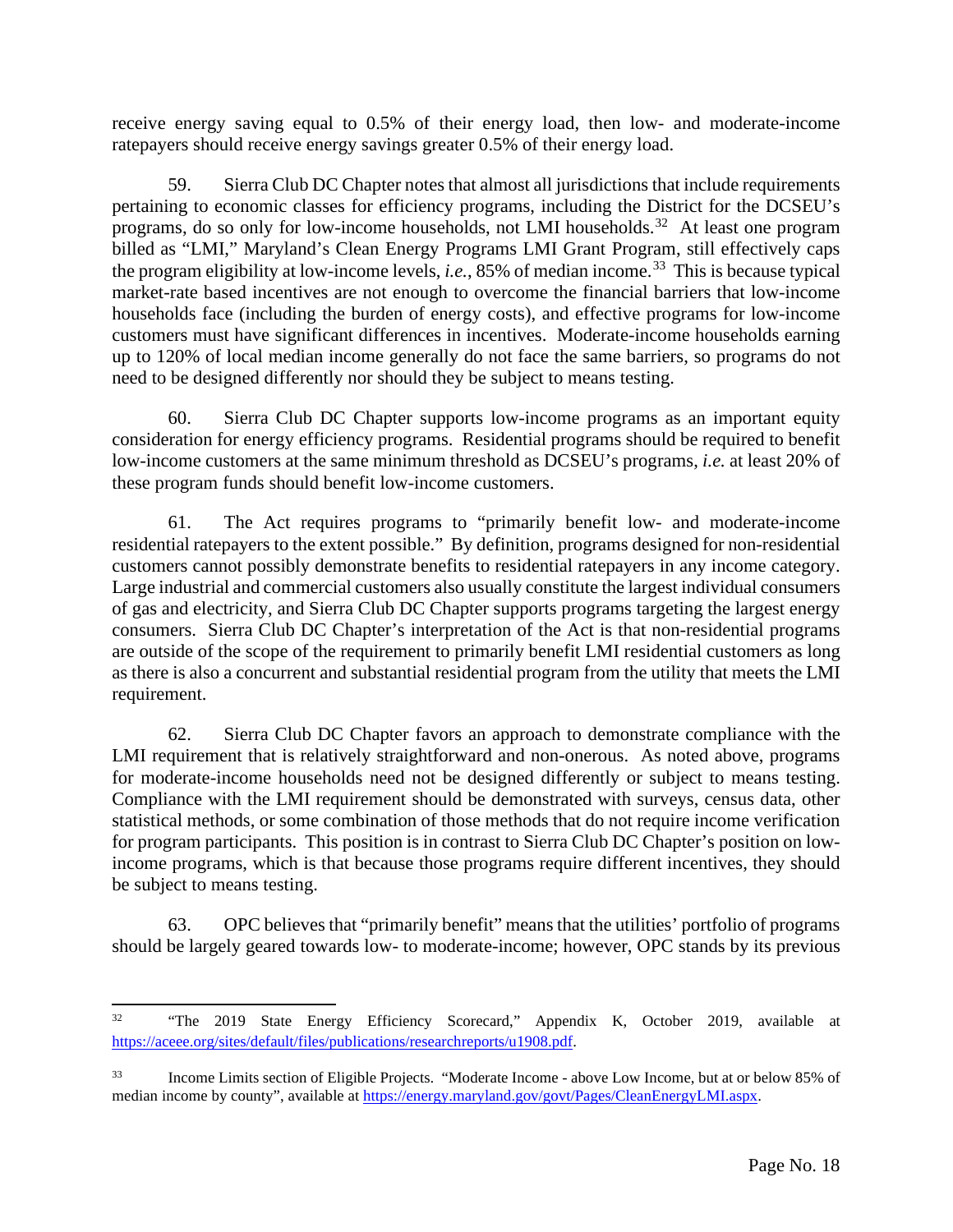receive energy saving equal to 0.5% of their energy load, then low- and moderate-income ratepayers should receive energy savings greater 0.5% of their energy load.

59. Sierra Club DC Chapter notes that almost all jurisdictions that include requirements pertaining to economic classes for efficiency programs, including the District for the DCSEU's programs, do so only for low-income households, not LMI households.[32] At least one program billed as "LMI," Maryland's Clean Energy Programs LMI Grant Program, still effectively caps the program eligibility at low-income levels, *i.e.*, 85% of median income.[33] This is because typical market-rate based incentives are not enough to overcome the financial barriers that low-income households face (including the burden of energy costs), and effective programs for low-income customers must have significant differences in incentives. Moderate-income households earning up to 120% of local median income generally do not face the same barriers, so programs do not need to be designed differently nor should they be subject to means testing.

60. Sierra Club DC Chapter supports low-income programs as an important equity consideration for energy efficiency programs. Residential programs should be required to benefit low-income customers at the same minimum threshold as DCSEU's programs, *i.e.* at least 20% of these program funds should benefit low-income customers.

61. The Act requires programs to "primarily benefit low- and moderate-income residential ratepayers to the extent possible." By definition, programs designed for non-residential customers cannot possibly demonstrate benefits to residential ratepayers in any income category. Large industrial and commercial customers also usually constitute the largest individual consumers of gas and electricity, and Sierra Club DC Chapter supports programs targeting the largest energy consumers. Sierra Club DC Chapter's interpretation of the Act is that non-residential programs are outside of the scope of the requirement to primarily benefit LMI residential customers as long as there is also a concurrent and substantial residential program from the utility that meets the LMI requirement.

62. Sierra Club DC Chapter favors an approach to demonstrate compliance with the LMI requirement that is relatively straightforward and non-onerous. As noted above, programs for moderate-income households need not be designed differently or subject to means testing. Compliance with the LMI requirement should be demonstrated with surveys, census data, other statistical methods, or some combination of those methods that do not require income verification for program participants. This position is in contrast to Sierra Club DC Chapter's position on low-income programs, which is that because those programs require different incentives, they should be subject to means testing.

63. OPC believes that "primarily benefit" means that the utilities' portfolio of programs should be largely geared towards low- to moderate-income; however, OPC stands by its previous

---

[32] "The 2019 State Energy Efficiency Scorecard," Appendix K, October 2019, available at https://aceee.org/sites/default/files/publications/researchreports/u1908.pdf.

[33] Income Limits section of Eligible Projects. "Moderate Income - above Low Income, but at or below 85% of median income by county", available at https://energy.maryland.gov/govt/Pages/CleanEnergyLMI.aspx.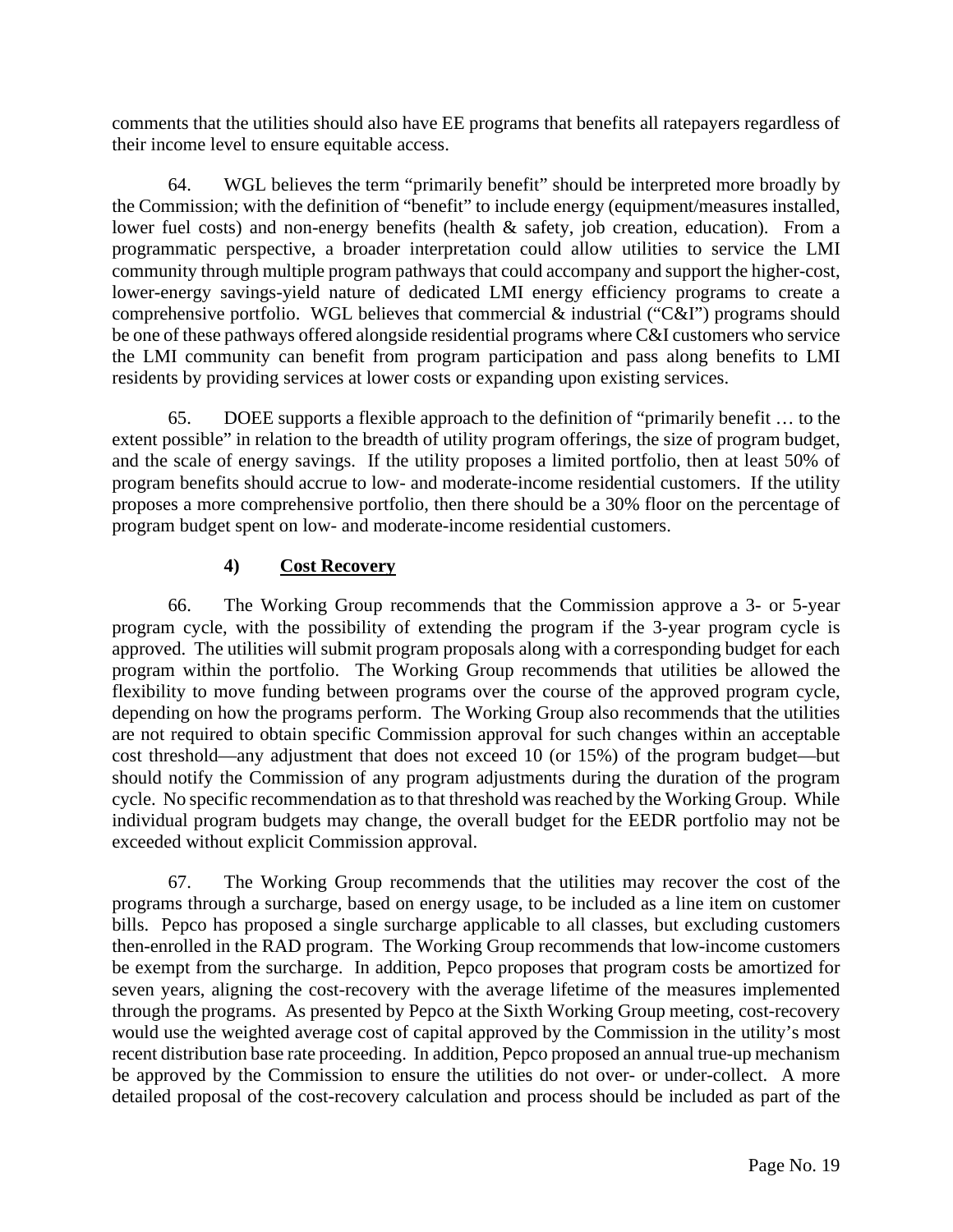comments that the utilities should also have EE programs that benefits all ratepayers regardless of their income level to ensure equitable access.

64. WGL believes the term "primarily benefit" should be interpreted more broadly by the Commission; with the definition of "benefit" to include energy (equipment/measures installed, lower fuel costs) and non-energy benefits (health & safety, job creation, education). From a programmatic perspective, a broader interpretation could allow utilities to service the LMI community through multiple program pathways that could accompany and support the higher-cost, lower-energy savings-yield nature of dedicated LMI energy efficiency programs to create a comprehensive portfolio. WGL believes that commercial & industrial ("C&I") programs should be one of these pathways offered alongside residential programs where C&I customers who service the LMI community can benefit from program participation and pass along benefits to LMI residents by providing services at lower costs or expanding upon existing services.

65. DOEE supports a flexible approach to the definition of "primarily benefit … to the extent possible" in relation to the breadth of utility program offerings, the size of program budget, and the scale of energy savings. If the utility proposes a limited portfolio, then at least 50% of program benefits should accrue to low- and moderate-income residential customers. If the utility proposes a more comprehensive portfolio, then there should be a 30% floor on the percentage of program budget spent on low- and moderate-income residential customers.

### 4) <u>Cost Recovery</u>

66. The Working Group recommends that the Commission approve a 3- or 5-year program cycle, with the possibility of extending the program if the 3-year program cycle is approved. The utilities will submit program proposals along with a corresponding budget for each program within the portfolio. The Working Group recommends that utilities be allowed the flexibility to move funding between programs over the course of the approved program cycle, depending on how the programs perform. The Working Group also recommends that the utilities are not required to obtain specific Commission approval for such changes within an acceptable cost threshold—any adjustment that does not exceed 10 (or 15%) of the program budget—but should notify the Commission of any program adjustments during the duration of the program cycle. No specific recommendation as to that threshold was reached by the Working Group. While individual program budgets may change, the overall budget for the EEDR portfolio may not be exceeded without explicit Commission approval.

67. The Working Group recommends that the utilities may recover the cost of the programs through a surcharge, based on energy usage, to be included as a line item on customer bills. Pepco has proposed a single surcharge applicable to all classes, but excluding customers then-enrolled in the RAD program. The Working Group recommends that low-income customers be exempt from the surcharge. In addition, Pepco proposes that program costs be amortized for seven years, aligning the cost-recovery with the average lifetime of the measures implemented through the programs. As presented by Pepco at the Sixth Working Group meeting, cost-recovery would use the weighted average cost of capital approved by the Commission in the utility's most recent distribution base rate proceeding. In addition, Pepco proposed an annual true-up mechanism be approved by the Commission to ensure the utilities do not over- or under-collect. A more detailed proposal of the cost-recovery calculation and process should be included as part of the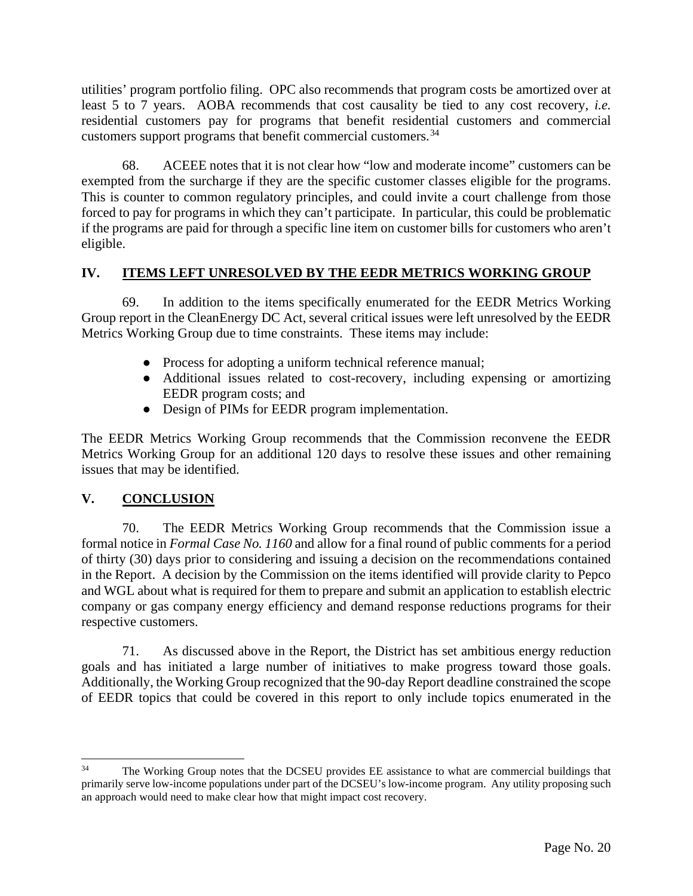utilities' program portfolio filing. OPC also recommends that program costs be amortized over at least 5 to 7 years. AOBA recommends that cost causality be tied to any cost recovery, *i.e.* residential customers pay for programs that benefit residential customers and commercial customers support programs that benefit commercial customers.[34]

68. ACEEE notes that it is not clear how "low and moderate income" customers can be exempted from the surcharge if they are the specific customer classes eligible for the programs. This is counter to common regulatory principles, and could invite a court challenge from those forced to pay for programs in which they can't participate. In particular, this could be problematic if the programs are paid for through a specific line item on customer bills for customers who aren't eligible.

## IV. ITEMS LEFT UNRESOLVED BY THE EEDR METRICS WORKING GROUP

69. In addition to the items specifically enumerated for the EEDR Metrics Working Group report in the CleanEnergy DC Act, several critical issues were left unresolved by the EEDR Metrics Working Group due to time constraints. These items may include:

- Process for adopting a uniform technical reference manual;
- Additional issues related to cost-recovery, including expensing or amortizing EEDR program costs; and
- Design of PIMs for EEDR program implementation.

The EEDR Metrics Working Group recommends that the Commission reconvene the EEDR Metrics Working Group for an additional 120 days to resolve these issues and other remaining issues that may be identified.

## V. CONCLUSION

70. The EEDR Metrics Working Group recommends that the Commission issue a formal notice in *Formal Case No. 1160* and allow for a final round of public comments for a period of thirty (30) days prior to considering and issuing a decision on the recommendations contained in the Report. A decision by the Commission on the items identified will provide clarity to Pepco and WGL about what is required for them to prepare and submit an application to establish electric company or gas company energy efficiency and demand response reductions programs for their respective customers.

71. As discussed above in the Report, the District has set ambitious energy reduction goals and has initiated a large number of initiatives to make progress toward those goals. Additionally, the Working Group recognized that the 90-day Report deadline constrained the scope of EEDR topics that could be covered in this report to only include topics enumerated in the

---

[34] The Working Group notes that the DCSEU provides EE assistance to what are commercial buildings that primarily serve low-income populations under part of the DCSEU's low-income program. Any utility proposing such an approach would need to make clear how that might impact cost recovery.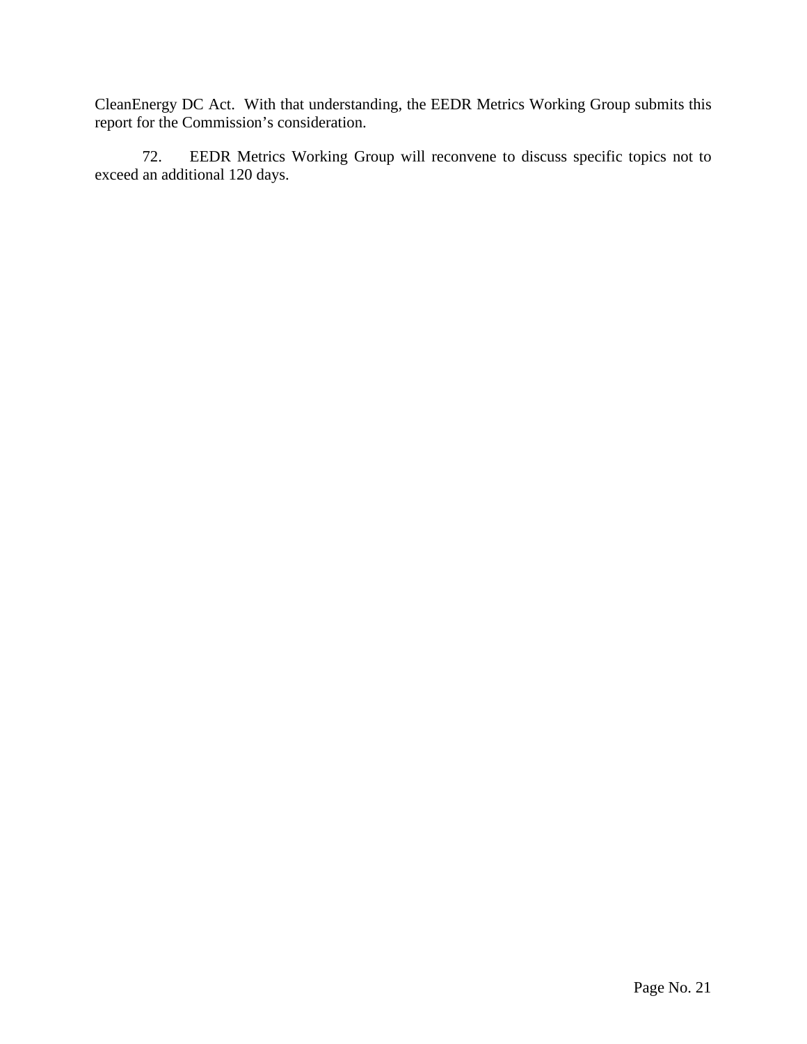CleanEnergy DC Act. With that understanding, the EEDR Metrics Working Group submits this report for the Commission's consideration.

72. EEDR Metrics Working Group will reconvene to discuss specific topics not to exceed an additional 120 days.